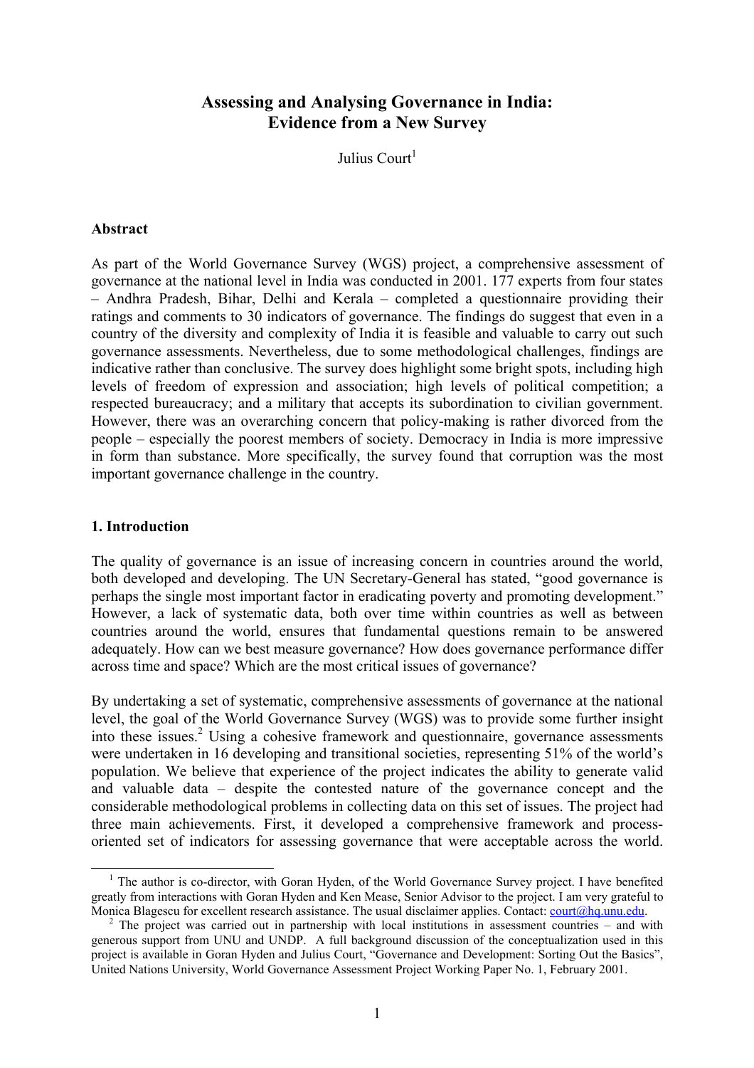# Assessing and Analysing Governance in India: Evidence from a New Survey

Julius Court[1]

## Abstract

As part of the World Governance Survey (WGS) project, a comprehensive assessment of governance at the national level in India was conducted in 2001. 177 experts from four states – Andhra Pradesh, Bihar, Delhi and Kerala – completed a questionnaire providing their ratings and comments to 30 indicators of governance. The findings do suggest that even in a country of the diversity and complexity of India it is feasible and valuable to carry out such governance assessments. Nevertheless, due to some methodological challenges, findings are indicative rather than conclusive. The survey does highlight some bright spots, including high levels of freedom of expression and association; high levels of political competition; a respected bureaucracy; and a military that accepts its subordination to civilian government. However, there was an overarching concern that policy-making is rather divorced from the people – especially the poorest members of society. Democracy in India is more impressive in form than substance. More specifically, the survey found that corruption was the most important governance challenge in the country.

## 1. Introduction

The quality of governance is an issue of increasing concern in countries around the world, both developed and developing. The UN Secretary-General has stated, "good governance is perhaps the single most important factor in eradicating poverty and promoting development." However, a lack of systematic data, both over time within countries as well as between countries around the world, ensures that fundamental questions remain to be answered adequately. How can we best measure governance? How does governance performance differ across time and space? Which are the most critical issues of governance?

By undertaking a set of systematic, comprehensive assessments of governance at the national level, the goal of the World Governance Survey (WGS) was to provide some further insight into these issues.[2] Using a cohesive framework and questionnaire, governance assessments were undertaken in 16 developing and transitional societies, representing 51% of the world's population. We believe that experience of the project indicates the ability to generate valid and valuable data – despite the contested nature of the governance concept and the considerable methodological problems in collecting data on this set of issues. The project had three main achievements. First, it developed a comprehensive framework and process-oriented set of indicators for assessing governance that were acceptable across the world.

---

[1] The author is co-director, with Goran Hyden, of the World Governance Survey project. I have benefited greatly from interactions with Goran Hyden and Ken Mease, Senior Advisor to the project. I am very grateful to Monica Blagescu for excellent research assistance. The usual disclaimer applies. Contact: court@hq.unu.edu.

[2] The project was carried out in partnership with local institutions in assessment countries – and with generous support from UNU and UNDP. A full background discussion of the conceptualization used in this project is available in Goran Hyden and Julius Court, "Governance and Development: Sorting Out the Basics", United Nations University, World Governance Assessment Project Working Paper No. 1, February 2001.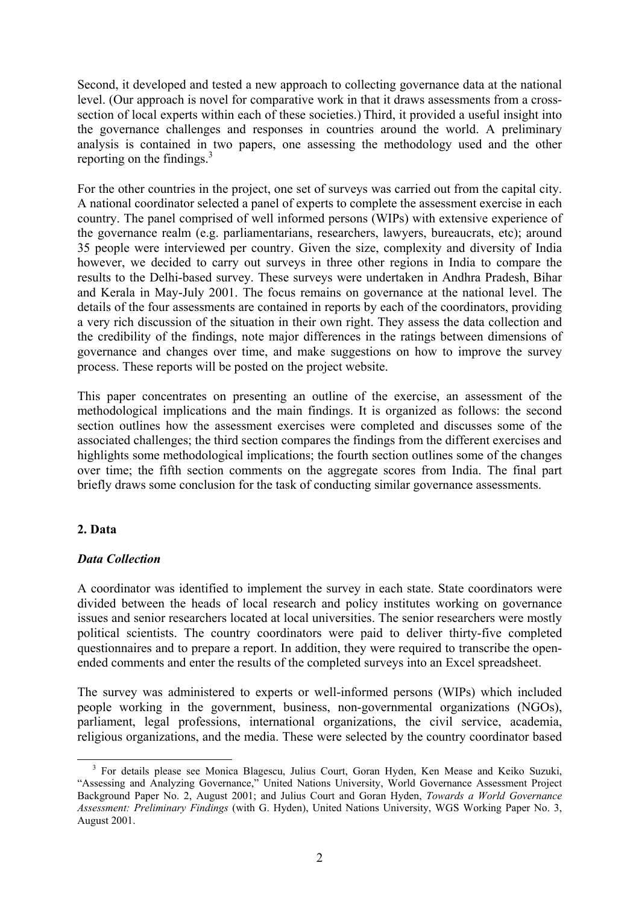Second, it developed and tested a new approach to collecting governance data at the national level. (Our approach is novel for comparative work in that it draws assessments from a cross-section of local experts within each of these societies.) Third, it provided a useful insight into the governance challenges and responses in countries around the world. A preliminary analysis is contained in two papers, one assessing the methodology used and the other reporting on the findings.[3]

For the other countries in the project, one set of surveys was carried out from the capital city. A national coordinator selected a panel of experts to complete the assessment exercise in each country. The panel comprised of well informed persons (WIPs) with extensive experience of the governance realm (e.g. parliamentarians, researchers, lawyers, bureaucrats, etc); around 35 people were interviewed per country. Given the size, complexity and diversity of India however, we decided to carry out surveys in three other regions in India to compare the results to the Delhi-based survey. These surveys were undertaken in Andhra Pradesh, Bihar and Kerala in May-July 2001. The focus remains on governance at the national level. The details of the four assessments are contained in reports by each of the coordinators, providing a very rich discussion of the situation in their own right. They assess the data collection and the credibility of the findings, note major differences in the ratings between dimensions of governance and changes over time, and make suggestions on how to improve the survey process. These reports will be posted on the project website.

This paper concentrates on presenting an outline of the exercise, an assessment of the methodological implications and the main findings. It is organized as follows: the second section outlines how the assessment exercises were completed and discusses some of the associated challenges; the third section compares the findings from the different exercises and highlights some methodological implications; the fourth section outlines some of the changes over time; the fifth section comments on the aggregate scores from India. The final part briefly draws some conclusion for the task of conducting similar governance assessments.

## 2. Data

### *Data Collection*

A coordinator was identified to implement the survey in each state. State coordinators were divided between the heads of local research and policy institutes working on governance issues and senior researchers located at local universities. The senior researchers were mostly political scientists. The country coordinators were paid to deliver thirty-five completed questionnaires and to prepare a report. In addition, they were required to transcribe the open-ended comments and enter the results of the completed surveys into an Excel spreadsheet.

The survey was administered to experts or well-informed persons (WIPs) which included people working in the government, business, non-governmental organizations (NGOs), parliament, legal professions, international organizations, the civil service, academia, religious organizations, and the media. These were selected by the country coordinator based

---

[3] For details please see Monica Blagescu, Julius Court, Goran Hyden, Ken Mease and Keiko Suzuki, "Assessing and Analyzing Governance," United Nations University, World Governance Assessment Project Background Paper No. 2, August 2001; and Julius Court and Goran Hyden, *Towards a World Governance Assessment: Preliminary Findings* (with G. Hyden), United Nations University, WGS Working Paper No. 3, August 2001.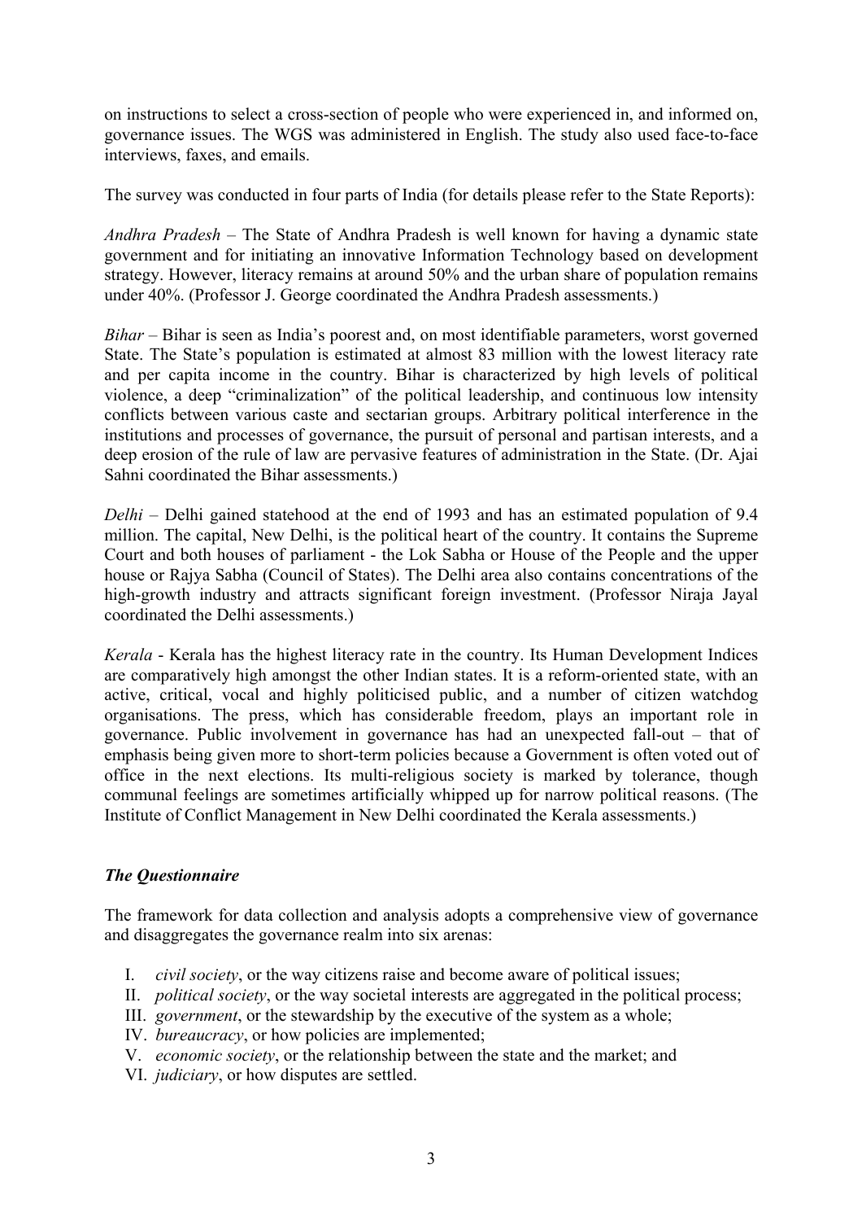on instructions to select a cross-section of people who were experienced in, and informed on, governance issues. The WGS was administered in English. The study also used face-to-face interviews, faxes, and emails.

The survey was conducted in four parts of India (for details please refer to the State Reports):

*Andhra Pradesh* – The State of Andhra Pradesh is well known for having a dynamic state government and for initiating an innovative Information Technology based on development strategy. However, literacy remains at around 50% and the urban share of population remains under 40%. (Professor J. George coordinated the Andhra Pradesh assessments.)

*Bihar* – Bihar is seen as India's poorest and, on most identifiable parameters, worst governed State. The State's population is estimated at almost 83 million with the lowest literacy rate and per capita income in the country. Bihar is characterized by high levels of political violence, a deep "criminalization" of the political leadership, and continuous low intensity conflicts between various caste and sectarian groups. Arbitrary political interference in the institutions and processes of governance, the pursuit of personal and partisan interests, and a deep erosion of the rule of law are pervasive features of administration in the State. (Dr. Ajai Sahni coordinated the Bihar assessments.)

*Delhi* – Delhi gained statehood at the end of 1993 and has an estimated population of 9.4 million. The capital, New Delhi, is the political heart of the country. It contains the Supreme Court and both houses of parliament - the Lok Sabha or House of the People and the upper house or Rajya Sabha (Council of States). The Delhi area also contains concentrations of the high-growth industry and attracts significant foreign investment. (Professor Niraja Jayal coordinated the Delhi assessments.)

*Kerala* - Kerala has the highest literacy rate in the country. Its Human Development Indices are comparatively high amongst the other Indian states. It is a reform-oriented state, with an active, critical, vocal and highly politicised public, and a number of citizen watchdog organisations. The press, which has considerable freedom, plays an important role in governance. Public involvement in governance has had an unexpected fall-out – that of emphasis being given more to short-term policies because a Government is often voted out of office in the next elections. Its multi-religious society is marked by tolerance, though communal feelings are sometimes artificially whipped up for narrow political reasons. (The Institute of Conflict Management in New Delhi coordinated the Kerala assessments.)

### *The Questionnaire*

The framework for data collection and analysis adopts a comprehensive view of governance and disaggregates the governance realm into six arenas:

I. *civil society*, or the way citizens raise and become aware of political issues;
II. *political society*, or the way societal interests are aggregated in the political process;
III. *government*, or the stewardship by the executive of the system as a whole;
IV. *bureaucracy*, or how policies are implemented;
V. *economic society*, or the relationship between the state and the market; and
VI. *judiciary*, or how disputes are settled.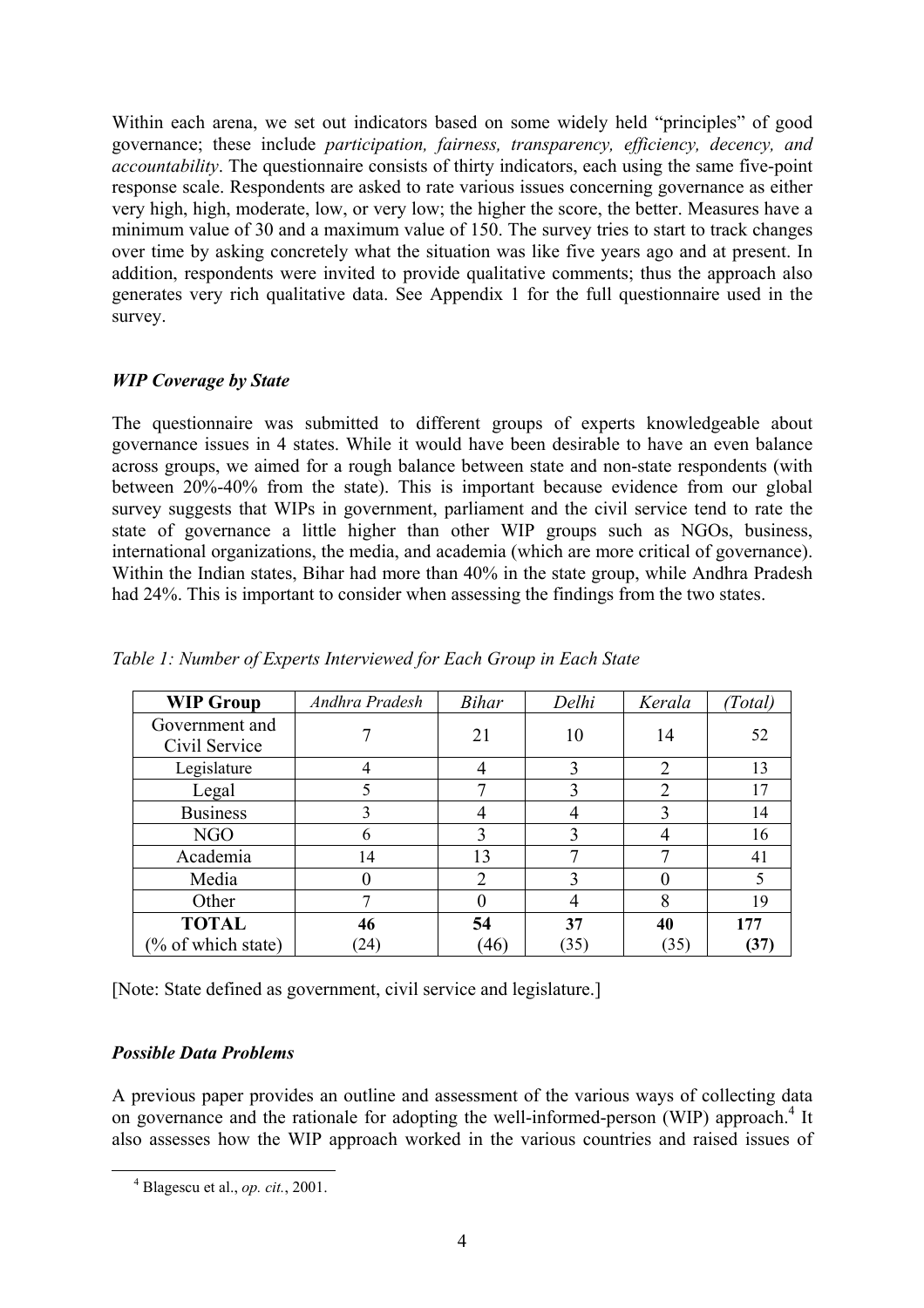Within each arena, we set out indicators based on some widely held "principles" of good governance; these include *participation, fairness, transparency, efficiency, decency, and accountability*. The questionnaire consists of thirty indicators, each using the same five-point response scale. Respondents are asked to rate various issues concerning governance as either very high, high, moderate, low, or very low; the higher the score, the better. Measures have a minimum value of 30 and a maximum value of 150. The survey tries to start to track changes over time by asking concretely what the situation was like five years ago and at present. In addition, respondents were invited to provide qualitative comments; thus the approach also generates very rich qualitative data. See Appendix 1 for the full questionnaire used in the survey.

### *WIP Coverage by State*

The questionnaire was submitted to different groups of experts knowledgeable about governance issues in 4 states. While it would have been desirable to have an even balance across groups, we aimed for a rough balance between state and non-state respondents (with between 20%-40% from the state). This is important because evidence from our global survey suggests that WIPs in government, parliament and the civil service tend to rate the state of governance a little higher than other WIP groups such as NGOs, business, international organizations, the media, and academia (which are more critical of governance). Within the Indian states, Bihar had more than 40% in the state group, while Andhra Pradesh had 24%. This is important to consider when assessing the findings from the two states.

*Table 1: Number of Experts Interviewed for Each Group in Each State*

| **WIP Group** | *Andhra Pradesh* | *Bihar* | *Delhi* | *Kerala* | *(Total)* |
|---|---|---|---|---|---|
| Government and Civil Service | 7 | 21 | 10 | 14 | 52 |
| Legislature | 4 | 4 | 3 | 2 | 13 |
| Legal | 5 | 7 | 3 | 2 | 17 |
| Business | 3 | 4 | 4 | 3 | 14 |
| NGO | 6 | 3 | 3 | 4 | 16 |
| Academia | 14 | 13 | 7 | 7 | 41 |
| Media | 0 | 2 | 3 | 0 | 5 |
| Other | 7 | 0 | 4 | 8 | 19 |
| **TOTAL** (% of which state) | **46** (24) | **54** (46) | **37** (35) | **40** (35) | **177** **(37)** |

[Note: State defined as government, civil service and legislature.]

### *Possible Data Problems*

A previous paper provides an outline and assessment of the various ways of collecting data on governance and the rationale for adopting the well-informed-person (WIP) approach.[4] It also assesses how the WIP approach worked in the various countries and raised issues of

[4] Blagescu et al., *op. cit.*, 2001.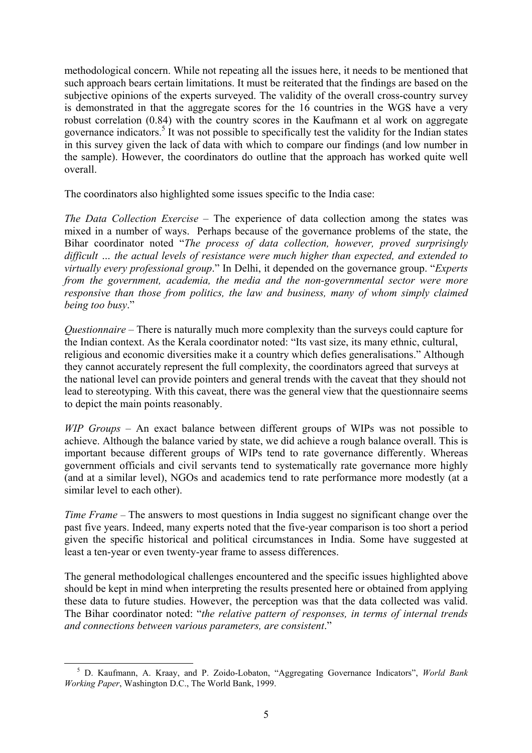methodological concern. While not repeating all the issues here, it needs to be mentioned that such approach bears certain limitations. It must be reiterated that the findings are based on the subjective opinions of the experts surveyed. The validity of the overall cross-country survey is demonstrated in that the aggregate scores for the 16 countries in the WGS have a very robust correlation (0.84) with the country scores in the Kaufmann et al work on aggregate governance indicators.[5] It was not possible to specifically test the validity for the Indian states in this survey given the lack of data with which to compare our findings (and low number in the sample). However, the coordinators do outline that the approach has worked quite well overall.

The coordinators also highlighted some issues specific to the India case:

*The Data Collection Exercise* – The experience of data collection among the states was mixed in a number of ways. Perhaps because of the governance problems of the state, the Bihar coordinator noted "*The process of data collection, however, proved surprisingly difficult … the actual levels of resistance were much higher than expected, and extended to virtually every professional group*." In Delhi, it depended on the governance group. "*Experts from the government, academia, the media and the non-governmental sector were more responsive than those from politics, the law and business, many of whom simply claimed being too busy*."

*Questionnaire* – There is naturally much more complexity than the surveys could capture for the Indian context. As the Kerala coordinator noted: "Its vast size, its many ethnic, cultural, religious and economic diversities make it a country which defies generalisations." Although they cannot accurately represent the full complexity, the coordinators agreed that surveys at the national level can provide pointers and general trends with the caveat that they should not lead to stereotyping. With this caveat, there was the general view that the questionnaire seems to depict the main points reasonably.

*WIP Groups* – An exact balance between different groups of WIPs was not possible to achieve. Although the balance varied by state, we did achieve a rough balance overall. This is important because different groups of WIPs tend to rate governance differently. Whereas government officials and civil servants tend to systematically rate governance more highly (and at a similar level), NGOs and academics tend to rate performance more modestly (at a similar level to each other).

*Time Frame* – The answers to most questions in India suggest no significant change over the past five years. Indeed, many experts noted that the five-year comparison is too short a period given the specific historical and political circumstances in India. Some have suggested at least a ten-year or even twenty-year frame to assess differences.

The general methodological challenges encountered and the specific issues highlighted above should be kept in mind when interpreting the results presented here or obtained from applying these data to future studies. However, the perception was that the data collected was valid. The Bihar coordinator noted: "*the relative pattern of responses, in terms of internal trends and connections between various parameters, are consistent*."

---

[5] D. Kaufmann, A. Kraay, and P. Zoido-Lobaton, "Aggregating Governance Indicators", *World Bank Working Paper*, Washington D.C., The World Bank, 1999.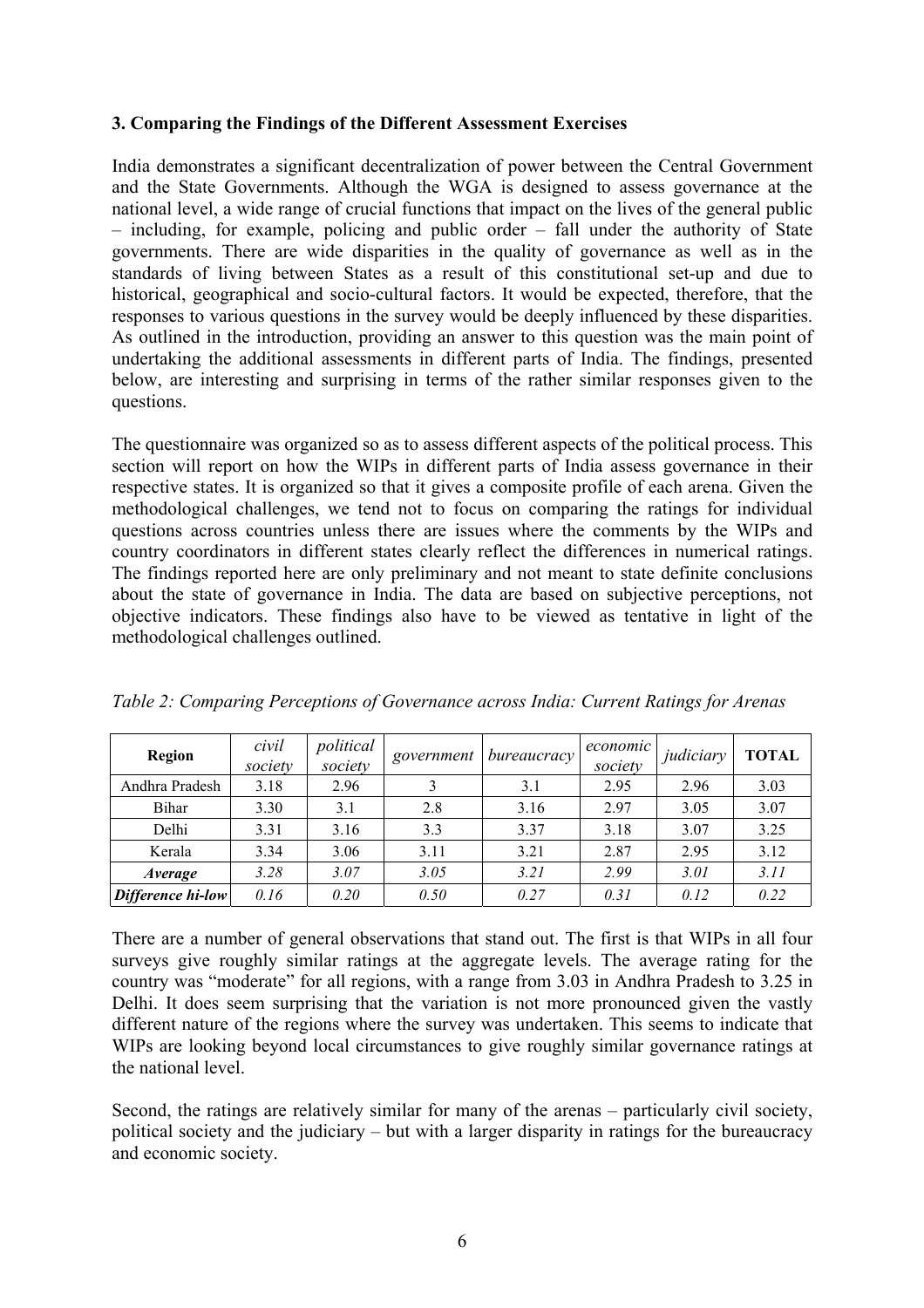### 3. Comparing the Findings of the Different Assessment Exercises

India demonstrates a significant decentralization of power between the Central Government and the State Governments. Although the WGA is designed to assess governance at the national level, a wide range of crucial functions that impact on the lives of the general public – including, for example, policing and public order – fall under the authority of State governments. There are wide disparities in the quality of governance as well as in the standards of living between States as a result of this constitutional set-up and due to historical, geographical and socio-cultural factors. It would be expected, therefore, that the responses to various questions in the survey would be deeply influenced by these disparities. As outlined in the introduction, providing an answer to this question was the main point of undertaking the additional assessments in different parts of India. The findings, presented below, are interesting and surprising in terms of the rather similar responses given to the questions.

The questionnaire was organized so as to assess different aspects of the political process. This section will report on how the WIPs in different parts of India assess governance in their respective states. It is organized so that it gives a composite profile of each arena. Given the methodological challenges, we tend not to focus on comparing the ratings for individual questions across countries unless there are issues where the comments by the WIPs and country coordinators in different states clearly reflect the differences in numerical ratings. The findings reported here are only preliminary and not meant to state definite conclusions about the state of governance in India. The data are based on subjective perceptions, not objective indicators. These findings also have to be viewed as tentative in light of the methodological challenges outlined.

*Table 2: Comparing Perceptions of Governance across India: Current Ratings for Arenas*

| Region | *civil society* | *political society* | *government* | *bureaucracy* | *economic society* | *judiciary* | TOTAL |
|---|---|---|---|---|---|---|---|
| Andhra Pradesh | 3.18 | 2.96 | 3 | 3.1 | 2.95 | 2.96 | 3.03 |
| Bihar | 3.30 | 3.1 | 2.8 | 3.16 | 2.97 | 3.05 | 3.07 |
| Delhi | 3.31 | 3.16 | 3.3 | 3.37 | 3.18 | 3.07 | 3.25 |
| Kerala | 3.34 | 3.06 | 3.11 | 3.21 | 2.87 | 2.95 | 3.12 |
| ***Average*** | *3.28* | *3.07* | *3.05* | *3.21* | *2.99* | *3.01* | *3.11* |
| ***Difference hi-low*** | *0.16* | *0.20* | *0.50* | *0.27* | *0.31* | *0.12* | *0.22* |

There are a number of general observations that stand out. The first is that WIPs in all four surveys give roughly similar ratings at the aggregate levels. The average rating for the country was "moderate" for all regions, with a range from 3.03 in Andhra Pradesh to 3.25 in Delhi. It does seem surprising that the variation is not more pronounced given the vastly different nature of the regions where the survey was undertaken. This seems to indicate that WIPs are looking beyond local circumstances to give roughly similar governance ratings at the national level.

Second, the ratings are relatively similar for many of the arenas – particularly civil society, political society and the judiciary – but with a larger disparity in ratings for the bureaucracy and economic society.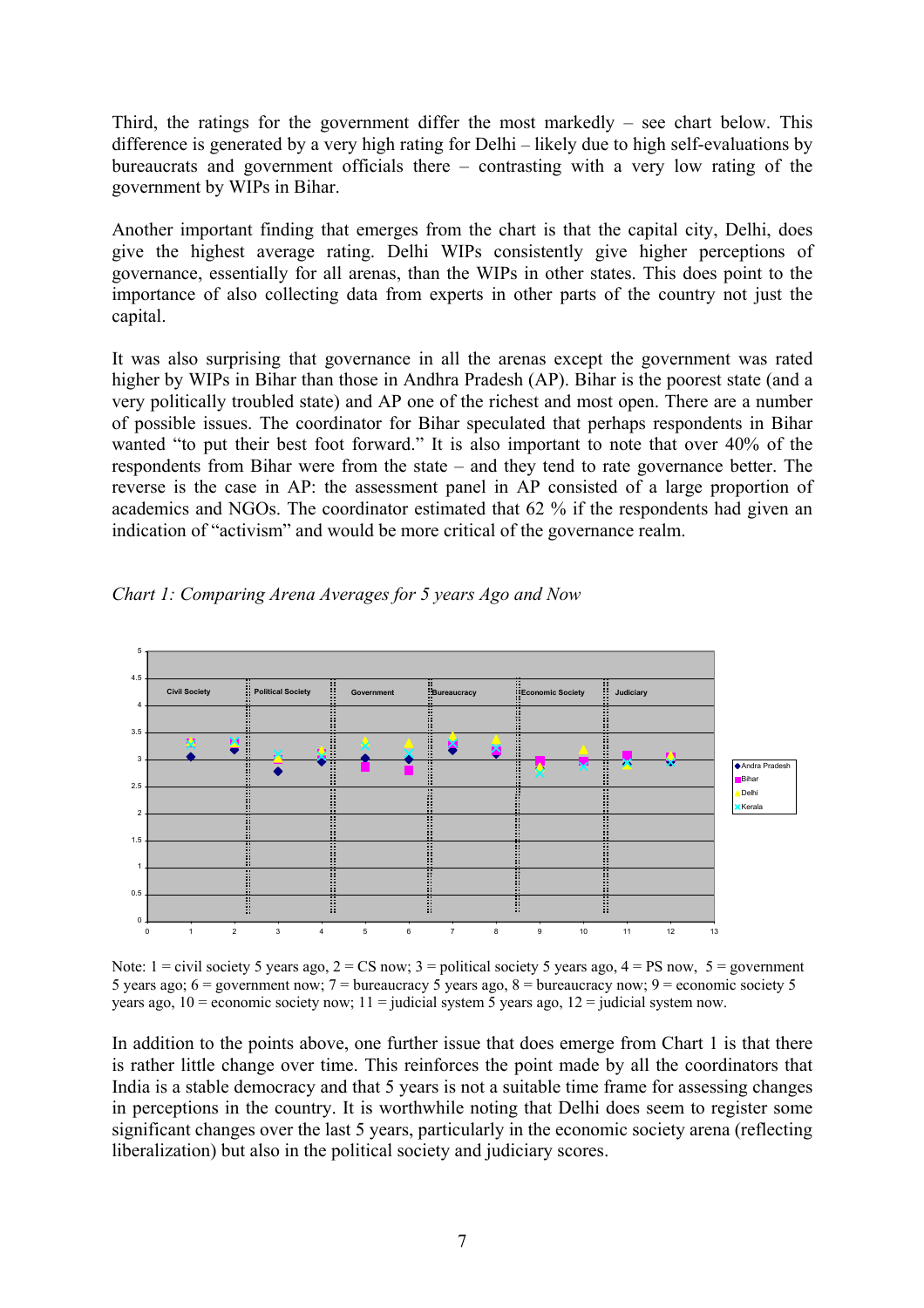Third, the ratings for the government differ the most markedly – see chart below. This difference is generated by a very high rating for Delhi – likely due to high self-evaluations by bureaucrats and government officials there – contrasting with a very low rating of the government by WIPs in Bihar.

Another important finding that emerges from the chart is that the capital city, Delhi, does give the highest average rating. Delhi WIPs consistently give higher perceptions of governance, essentially for all arenas, than the WIPs in other states. This does point to the importance of also collecting data from experts in other parts of the country not just the capital.

It was also surprising that governance in all the arenas except the government was rated higher by WIPs in Bihar than those in Andhra Pradesh (AP). Bihar is the poorest state (and a very politically troubled state) and AP one of the richest and most open. There are a number of possible issues. The coordinator for Bihar speculated that perhaps respondents in Bihar wanted "to put their best foot forward." It is also important to note that over 40% of the respondents from Bihar were from the state – and they tend to rate governance better. The reverse is the case in AP: the assessment panel in AP consisted of a large proportion of academics and NGOs. The coordinator estimated that 62 % if the respondents had given an indication of "activism" and would be more critical of the governance realm.

*Chart 1: Comparing Arena Averages for 5 years Ago and Now*

Note: 1 = civil society 5 years ago, 2 = CS now; 3 = political society 5 years ago, 4 = PS now, 5 = government 5 years ago; 6 = government now; 7 = bureaucracy 5 years ago, 8 = bureaucracy now; 9 = economic society 5 years ago, 10 = economic society now; 11 = judicial system 5 years ago, 12 = judicial system now.

In addition to the points above, one further issue that does emerge from Chart 1 is that there is rather little change over time. This reinforces the point made by all the coordinators that India is a stable democracy and that 5 years is not a suitable time frame for assessing changes in perceptions in the country. It is worthwhile noting that Delhi does seem to register some significant changes over the last 5 years, particularly in the economic society arena (reflecting liberalization) but also in the political society and judiciary scores.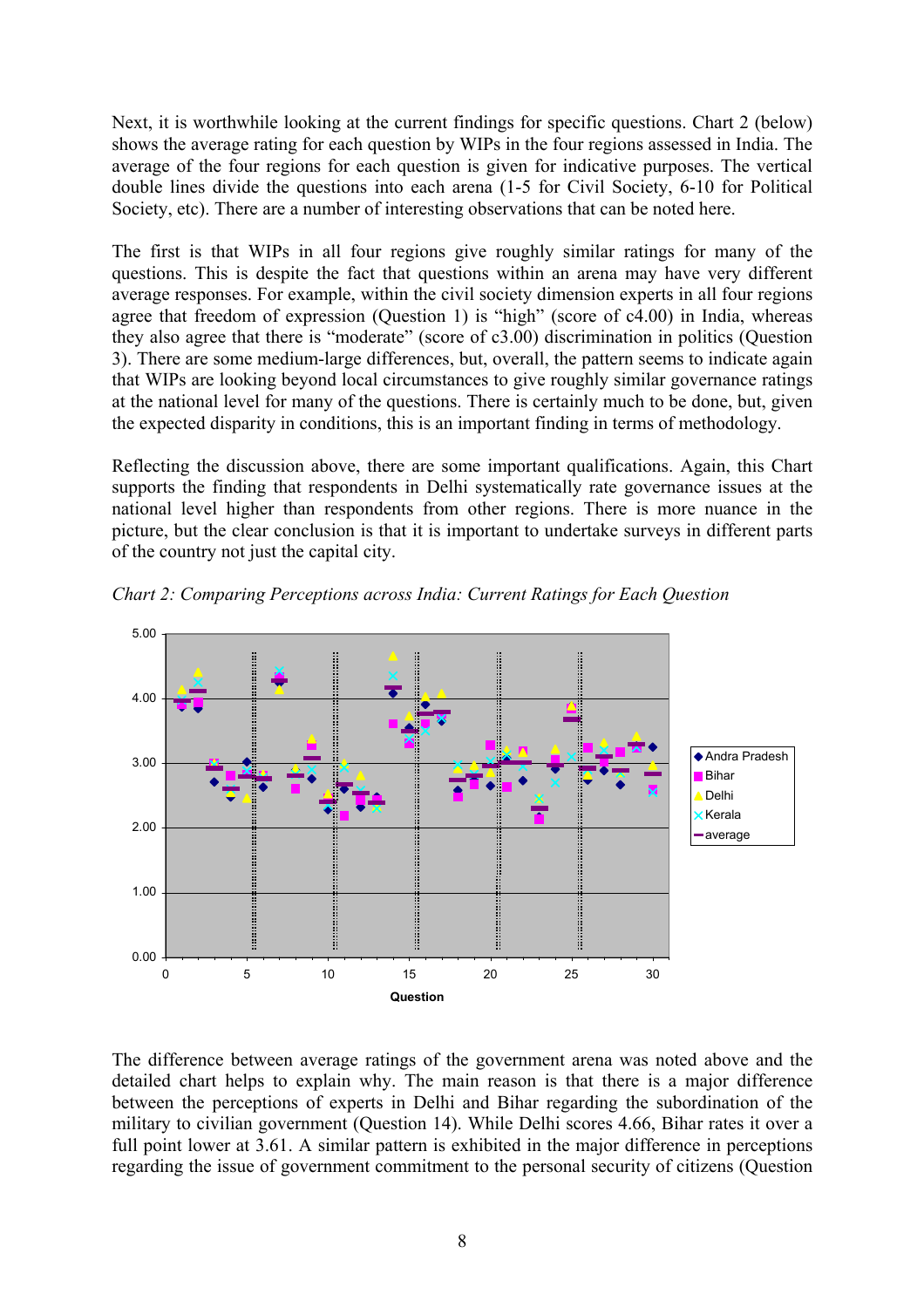Next, it is worthwhile looking at the current findings for specific questions. Chart 2 (below) shows the average rating for each question by WIPs in the four regions assessed in India. The average of the four regions for each question is given for indicative purposes. The vertical double lines divide the questions into each arena (1-5 for Civil Society, 6-10 for Political Society, etc). There are a number of interesting observations that can be noted here.

The first is that WIPs in all four regions give roughly similar ratings for many of the questions. This is despite the fact that questions within an arena may have very different average responses. For example, within the civil society dimension experts in all four regions agree that freedom of expression (Question 1) is "high" (score of c4.00) in India, whereas they also agree that there is "moderate" (score of c3.00) discrimination in politics (Question 3). There are some medium-large differences, but, overall, the pattern seems to indicate again that WIPs are looking beyond local circumstances to give roughly similar governance ratings at the national level for many of the questions. There is certainly much to be done, but, given the expected disparity in conditions, this is an important finding in terms of methodology.

Reflecting the discussion above, there are some important qualifications. Again, this Chart supports the finding that respondents in Delhi systematically rate governance issues at the national level higher than respondents from other regions. There is more nuance in the picture, but the clear conclusion is that it is important to undertake surveys in different parts of the country not just the capital city.

*Chart 2: Comparing Perceptions across India: Current Ratings for Each Question*

The difference between average ratings of the government arena was noted above and the detailed chart helps to explain why. The main reason is that there is a major difference between the perceptions of experts in Delhi and Bihar regarding the subordination of the military to civilian government (Question 14). While Delhi scores 4.66, Bihar rates it over a full point lower at 3.61. A similar pattern is exhibited in the major difference in perceptions regarding the issue of government commitment to the personal security of citizens (Question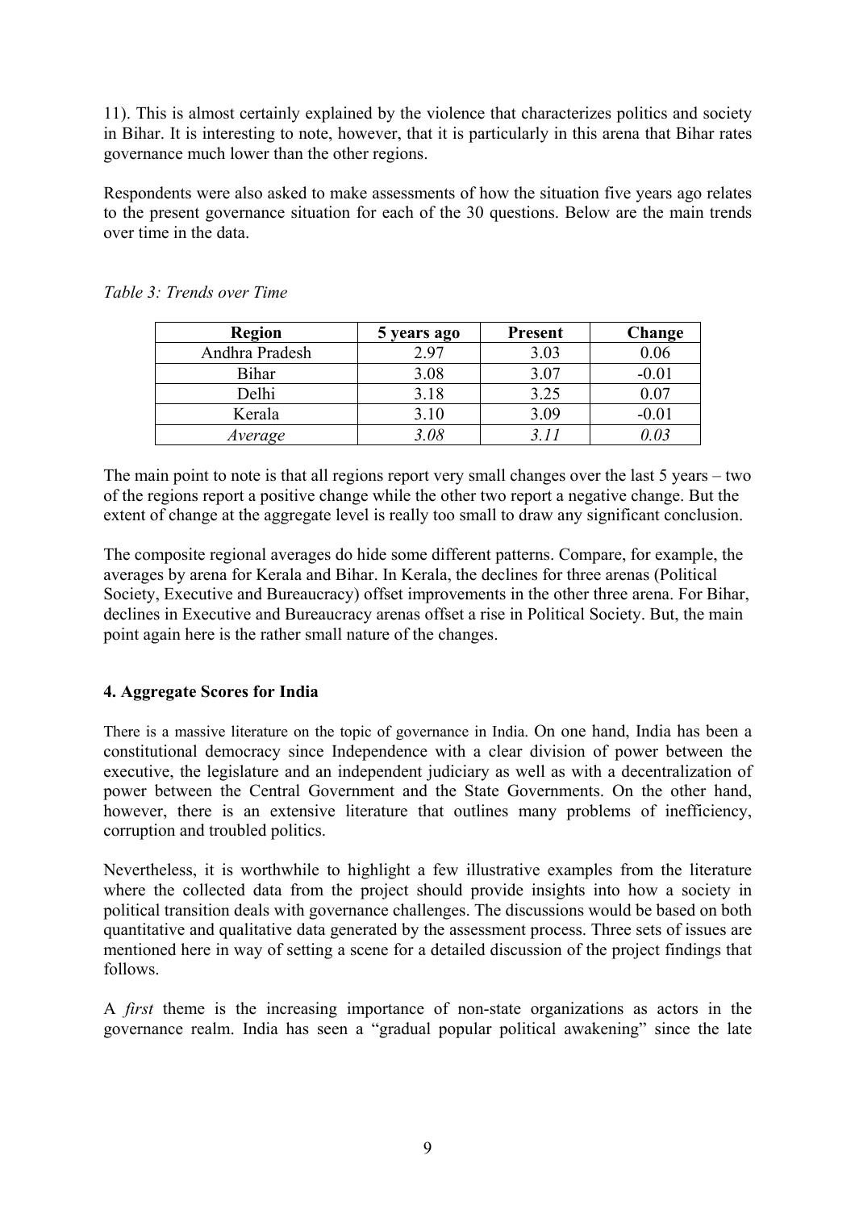11). This is almost certainly explained by the violence that characterizes politics and society in Bihar. It is interesting to note, however, that it is particularly in this arena that Bihar rates governance much lower than the other regions.

Respondents were also asked to make assessments of how the situation five years ago relates to the present governance situation for each of the 30 questions. Below are the main trends over time in the data.

*Table 3: Trends over Time*

| Region | 5 years ago | Present | Change |
|---|---|---|---|
| Andhra Pradesh | 2.97 | 3.03 | 0.06 |
| Bihar | 3.08 | 3.07 | -0.01 |
| Delhi | 3.18 | 3.25 | 0.07 |
| Kerala | 3.10 | 3.09 | -0.01 |
| *Average* | *3.08* | *3.11* | *0.03* |

The main point to note is that all regions report very small changes over the last 5 years – two of the regions report a positive change while the other two report a negative change. But the extent of change at the aggregate level is really too small to draw any significant conclusion.

The composite regional averages do hide some different patterns. Compare, for example, the averages by arena for Kerala and Bihar. In Kerala, the declines for three arenas (Political Society, Executive and Bureaucracy) offset improvements in the other three arena. For Bihar, declines in Executive and Bureaucracy arenas offset a rise in Political Society. But, the main point again here is the rather small nature of the changes.

## 4. Aggregate Scores for India

There is a massive literature on the topic of governance in India. On one hand, India has been a constitutional democracy since Independence with a clear division of power between the executive, the legislature and an independent judiciary as well as with a decentralization of power between the Central Government and the State Governments. On the other hand, however, there is an extensive literature that outlines many problems of inefficiency, corruption and troubled politics.

Nevertheless, it is worthwhile to highlight a few illustrative examples from the literature where the collected data from the project should provide insights into how a society in political transition deals with governance challenges. The discussions would be based on both quantitative and qualitative data generated by the assessment process. Three sets of issues are mentioned here in way of setting a scene for a detailed discussion of the project findings that follows.

A *first* theme is the increasing importance of non-state organizations as actors in the governance realm. India has seen a "gradual popular political awakening" since the late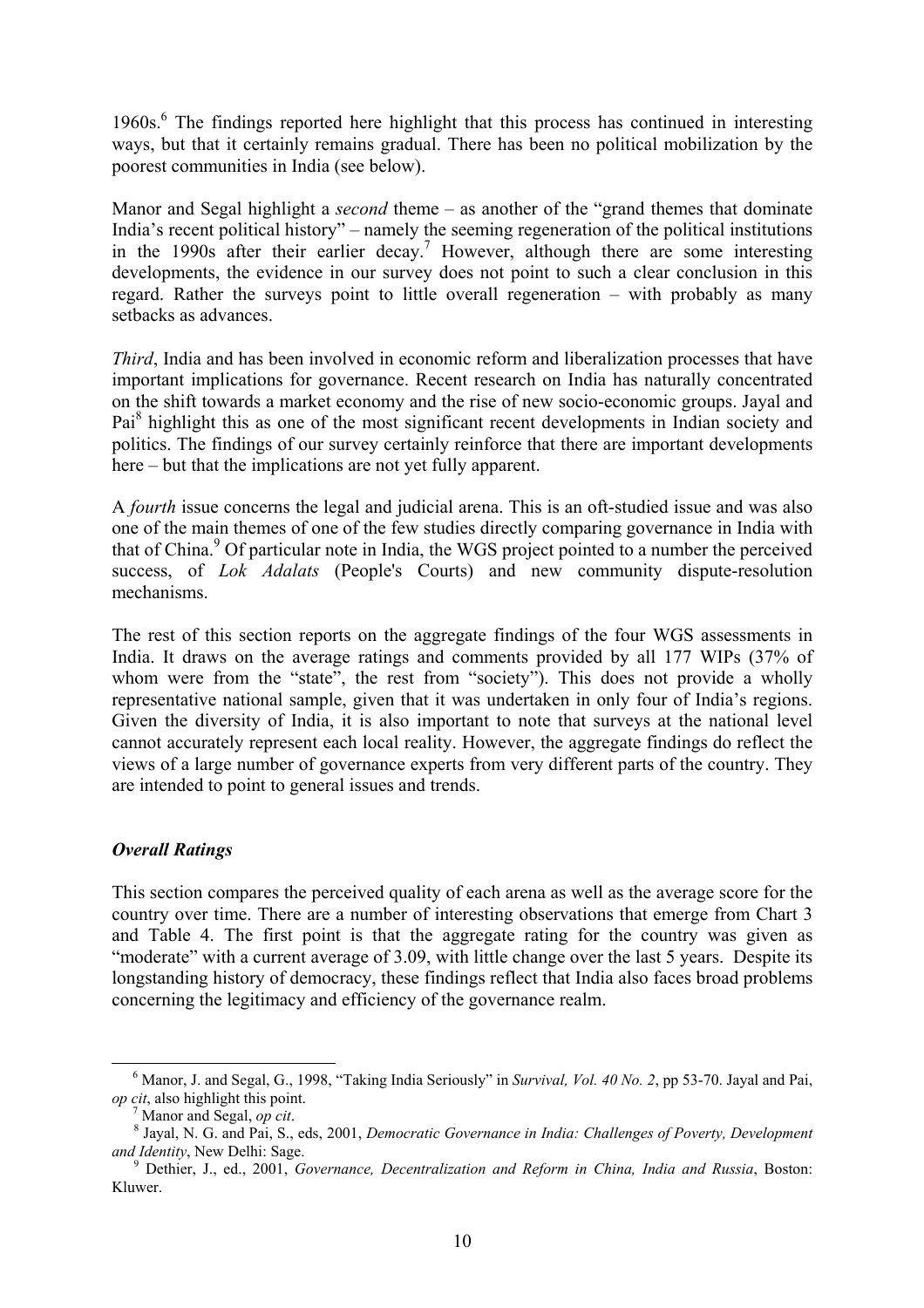1960s.[6] The findings reported here highlight that this process has continued in interesting ways, but that it certainly remains gradual. There has been no political mobilization by the poorest communities in India (see below).

Manor and Segal highlight a *second* theme – as another of the "grand themes that dominate India's recent political history" – namely the seeming regeneration of the political institutions in the 1990s after their earlier decay.[7] However, although there are some interesting developments, the evidence in our survey does not point to such a clear conclusion in this regard. Rather the surveys point to little overall regeneration – with probably as many setbacks as advances.

*Third*, India and has been involved in economic reform and liberalization processes that have important implications for governance. Recent research on India has naturally concentrated on the shift towards a market economy and the rise of new socio-economic groups. Jayal and Pai[8] highlight this as one of the most significant recent developments in Indian society and politics. The findings of our survey certainly reinforce that there are important developments here – but that the implications are not yet fully apparent.

A *fourth* issue concerns the legal and judicial arena. This is an oft-studied issue and was also one of the main themes of one of the few studies directly comparing governance in India with that of China.[9] Of particular note in India, the WGS project pointed to a number the perceived success, of *Lok Adalats* (People's Courts) and new community dispute-resolution mechanisms.

The rest of this section reports on the aggregate findings of the four WGS assessments in India. It draws on the average ratings and comments provided by all 177 WIPs (37% of whom were from the "state", the rest from "society"). This does not provide a wholly representative national sample, given that it was undertaken in only four of India's regions. Given the diversity of India, it is also important to note that surveys at the national level cannot accurately represent each local reality. However, the aggregate findings do reflect the views of a large number of governance experts from very different parts of the country. They are intended to point to general issues and trends.

### *Overall Ratings*

This section compares the perceived quality of each arena as well as the average score for the country over time. There are a number of interesting observations that emerge from Chart 3 and Table 4. The first point is that the aggregate rating for the country was given as "moderate" with a current average of 3.09, with little change over the last 5 years. Despite its longstanding history of democracy, these findings reflect that India also faces broad problems concerning the legitimacy and efficiency of the governance realm.

---

[6] Manor, J. and Segal, G., 1998, "Taking India Seriously" in *Survival, Vol. 40 No. 2*, pp 53-70. Jayal and Pai, *op cit*, also highlight this point.

[7] Manor and Segal, *op cit*.

[8] Jayal, N. G. and Pai, S., eds, 2001, *Democratic Governance in India: Challenges of Poverty, Development and Identity*, New Delhi: Sage.

[9] Dethier, J., ed., 2001, *Governance, Decentralization and Reform in China, India and Russia*, Boston: Kluwer.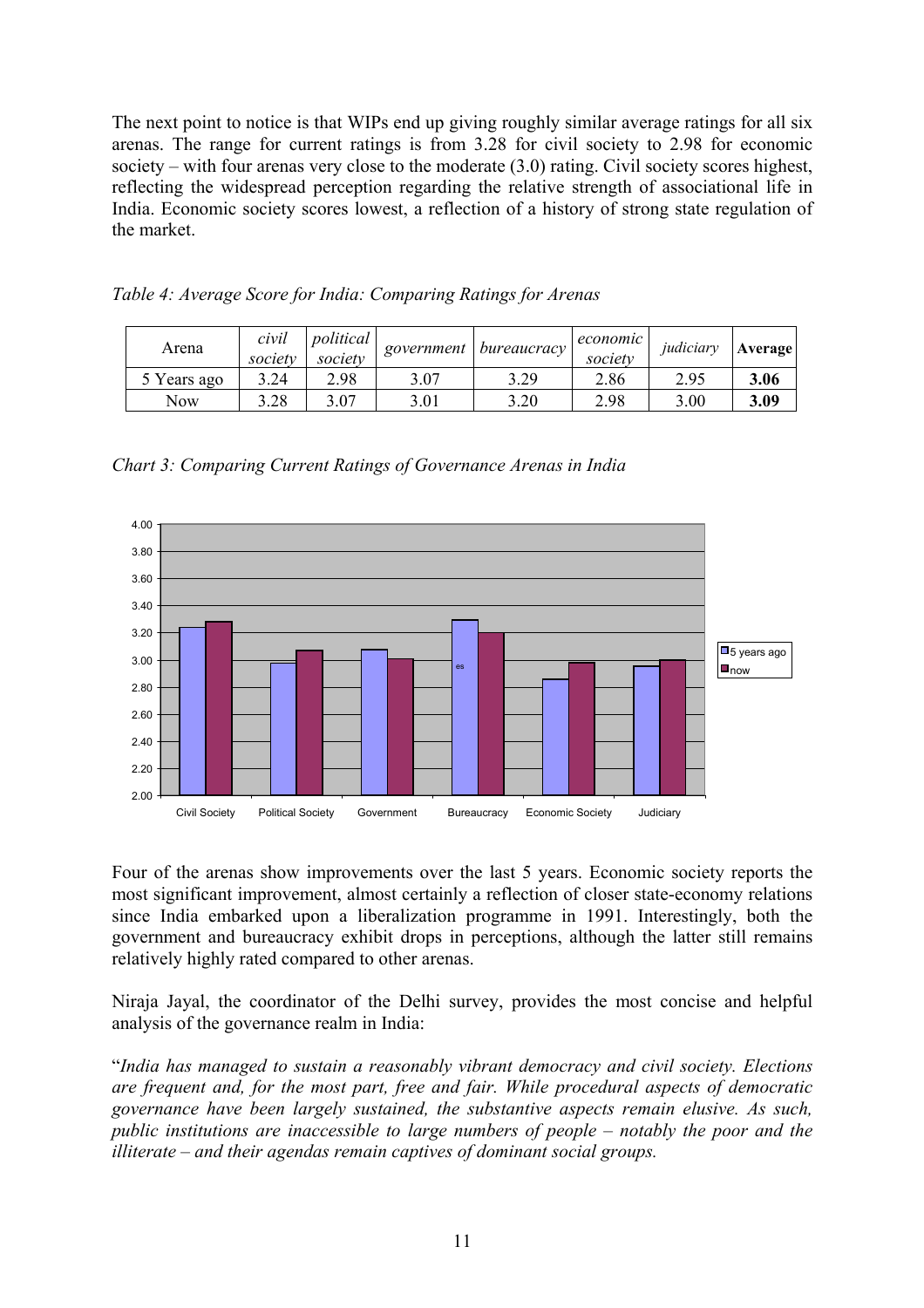The next point to notice is that WIPs end up giving roughly similar average ratings for all six arenas. The range for current ratings is from 3.28 for civil society to 2.98 for economic society – with four arenas very close to the moderate (3.0) rating. Civil society scores highest, reflecting the widespread perception regarding the relative strength of associational life in India. Economic society scores lowest, a reflection of a history of strong state regulation of the market.

*Table 4: Average Score for India: Comparing Ratings for Arenas*

| Arena | *civil society* | *political society* | *government* | *bureaucracy* | *economic society* | *judiciary* | **Average** |
|---|---|---|---|---|---|---|---|
| 5 Years ago | 3.24 | 2.98 | 3.07 | 3.29 | 2.86 | 2.95 | **3.06** |
| Now | 3.28 | 3.07 | 3.01 | 3.20 | 2.98 | 3.00 | **3.09** |

*Chart 3: Comparing Current Ratings of Governance Arenas in India*

Four of the arenas show improvements over the last 5 years. Economic society reports the most significant improvement, almost certainly a reflection of closer state-economy relations since India embarked upon a liberalization programme in 1991. Interestingly, both the government and bureaucracy exhibit drops in perceptions, although the latter still remains relatively highly rated compared to other arenas.

Niraja Jayal, the coordinator of the Delhi survey, provides the most concise and helpful analysis of the governance realm in India:

"*India has managed to sustain a reasonably vibrant democracy and civil society. Elections are frequent and, for the most part, free and fair. While procedural aspects of democratic governance have been largely sustained, the substantive aspects remain elusive. As such, public institutions are inaccessible to large numbers of people – notably the poor and the illiterate – and their agendas remain captives of dominant social groups.*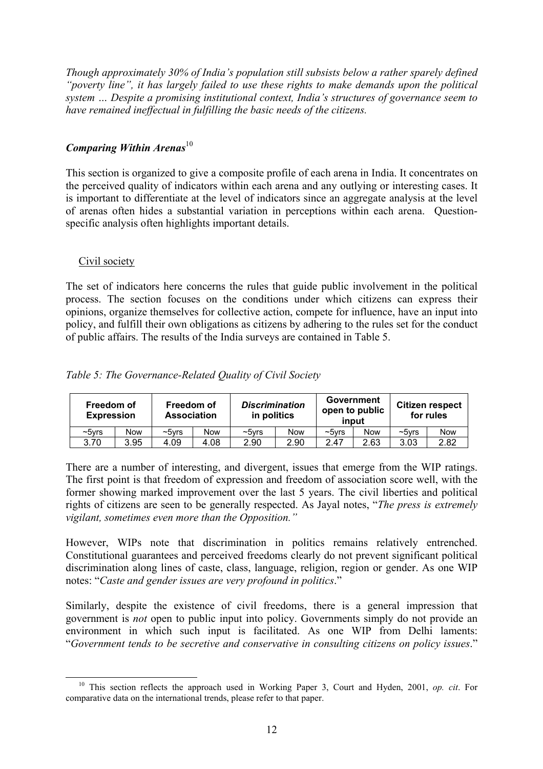*Though approximately 30% of India's population still subsists below a rather sparely defined "poverty line", it has largely failed to use these rights to make demands upon the political system … Despite a promising institutional context, India's structures of governance seem to have remained ineffectual in fulfilling the basic needs of the citizens.*

### *Comparing Within Arenas*[10]

This section is organized to give a composite profile of each arena in India. It concentrates on the perceived quality of indicators within each arena and any outlying or interesting cases. It is important to differentiate at the level of indicators since an aggregate analysis at the level of arenas often hides a substantial variation in perceptions within each arena. Question-specific analysis often highlights important details.

#### Civil society

The set of indicators here concerns the rules that guide public involvement in the political process. The section focuses on the conditions under which citizens can express their opinions, organize themselves for collective action, compete for influence, have an input into policy, and fulfill their own obligations as citizens by adhering to the rules set for the conduct of public affairs. The results of the India surveys are contained in Table 5.

*Table 5: The Governance-Related Quality of Civil Society*

| Freedom of Expression | | Freedom of Association | | *Discrimination* in politics | | Government open to public input | | Citizen respect for rules | |
|---|---|---|---|---|---|---|---|---|---|
| ~5yrs | Now | ~5yrs | Now | ~5yrs | Now | ~5yrs | Now | ~5yrs | Now |
| 3.70 | 3.95 | 4.09 | 4.08 | 2.90 | 2.90 | 2.47 | 2.63 | 3.03 | 2.82 |

There are a number of interesting, and divergent, issues that emerge from the WIP ratings. The first point is that freedom of expression and freedom of association score well, with the former showing marked improvement over the last 5 years. The civil liberties and political rights of citizens are seen to be generally respected. As Jayal notes, "*The press is extremely vigilant, sometimes even more than the Opposition.*"

However, WIPs note that discrimination in politics remains relatively entrenched. Constitutional guarantees and perceived freedoms clearly do not prevent significant political discrimination along lines of caste, class, language, religion, region or gender. As one WIP notes: "*Caste and gender issues are very profound in politics*."

Similarly, despite the existence of civil freedoms, there is a general impression that government is *not* open to public input into policy. Governments simply do not provide an environment in which such input is facilitated. As one WIP from Delhi laments: "*Government tends to be secretive and conservative in consulting citizens on policy issues*."

---

[10] This section reflects the approach used in Working Paper 3, Court and Hyden, 2001, *op. cit*. For comparative data on the international trends, please refer to that paper.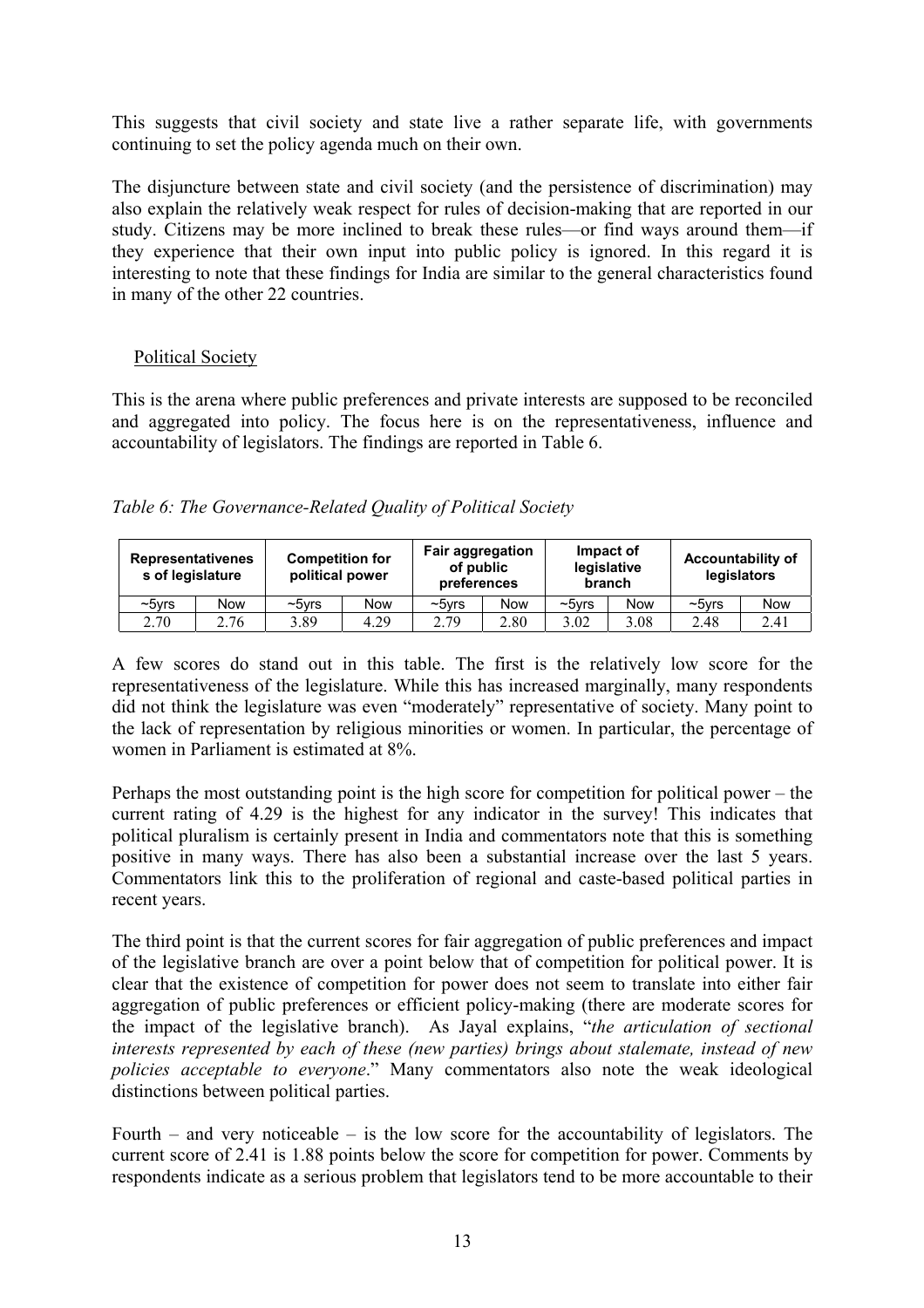This suggests that civil society and state live a rather separate life, with governments continuing to set the policy agenda much on their own.

The disjuncture between state and civil society (and the persistence of discrimination) may also explain the relatively weak respect for rules of decision-making that are reported in our study. Citizens may be more inclined to break these rules—or find ways around them—if they experience that their own input into public policy is ignored. In this regard it is interesting to note that these findings for India are similar to the general characteristics found in many of the other 22 countries.

## Political Society

This is the arena where public preferences and private interests are supposed to be reconciled and aggregated into policy. The focus here is on the representativeness, influence and accountability of legislators. The findings are reported in Table 6.

*Table 6: The Governance-Related Quality of Political Society*

| Representativeness of legislature | | Competition for political power | | Fair aggregation of public preferences | | Impact of legislative branch | | Accountability of legislators | |
|---|---|---|---|---|---|---|---|---|---|
| ~5yrs | Now | ~5yrs | Now | ~5yrs | Now | ~5yrs | Now | ~5yrs | Now |
| 2.70 | 2.76 | 3.89 | 4.29 | 2.79 | 2.80 | 3.02 | 3.08 | 2.48 | 2.41 |

A few scores do stand out in this table. The first is the relatively low score for the representativeness of the legislature. While this has increased marginally, many respondents did not think the legislature was even "moderately" representative of society. Many point to the lack of representation by religious minorities or women. In particular, the percentage of women in Parliament is estimated at 8%.

Perhaps the most outstanding point is the high score for competition for political power – the current rating of 4.29 is the highest for any indicator in the survey! This indicates that political pluralism is certainly present in India and commentators note that this is something positive in many ways. There has also been a substantial increase over the last 5 years. Commentators link this to the proliferation of regional and caste-based political parties in recent years.

The third point is that the current scores for fair aggregation of public preferences and impact of the legislative branch are over a point below that of competition for political power. It is clear that the existence of competition for power does not seem to translate into either fair aggregation of public preferences or efficient policy-making (there are moderate scores for the impact of the legislative branch). As Jayal explains, "*the articulation of sectional interests represented by each of these (new parties) brings about stalemate, instead of new policies acceptable to everyone*." Many commentators also note the weak ideological distinctions between political parties.

Fourth – and very noticeable – is the low score for the accountability of legislators. The current score of 2.41 is 1.88 points below the score for competition for power. Comments by respondents indicate as a serious problem that legislators tend to be more accountable to their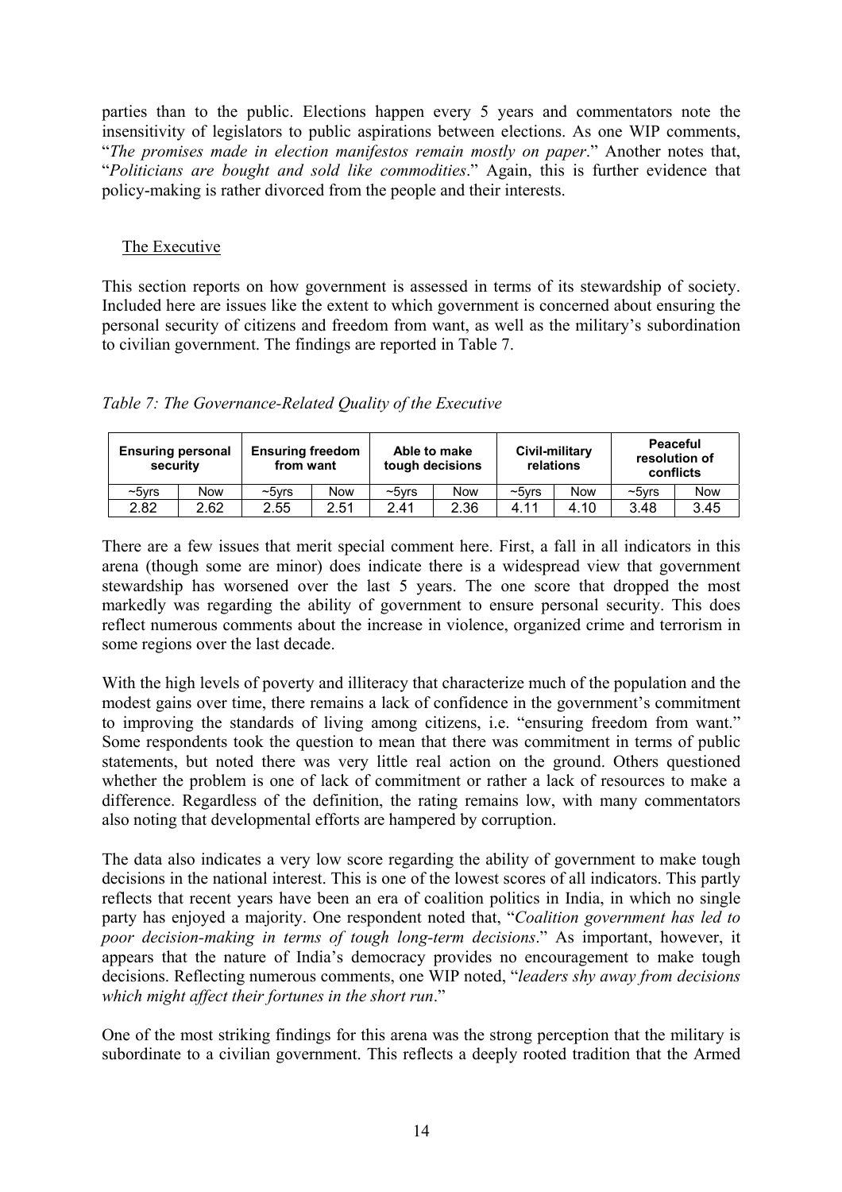parties than to the public. Elections happen every 5 years and commentators note the insensitivity of legislators to public aspirations between elections. As one WIP comments, "*The promises made in election manifestos remain mostly on paper*." Another notes that, "*Politicians are bought and sold like commodities*." Again, this is further evidence that policy-making is rather divorced from the people and their interests.

### The Executive

This section reports on how government is assessed in terms of its stewardship of society. Included here are issues like the extent to which government is concerned about ensuring the personal security of citizens and freedom from want, as well as the military's subordination to civilian government. The findings are reported in Table 7.

*Table 7: The Governance-Related Quality of the Executive*

| Ensuring personal security | | Ensuring freedom from want | | Able to make tough decisions | | Civil-military relations | | Peaceful resolution of conflicts | |
|---|---|---|---|---|---|---|---|---|---|
| ~5yrs | Now | ~5yrs | Now | ~5yrs | Now | ~5yrs | Now | ~5yrs | Now |
| 2.82 | 2.62 | 2.55 | 2.51 | 2.41 | 2.36 | 4.11 | 4.10 | 3.48 | 3.45 |

There are a few issues that merit special comment here. First, a fall in all indicators in this arena (though some are minor) does indicate there is a widespread view that government stewardship has worsened over the last 5 years. The one score that dropped the most markedly was regarding the ability of government to ensure personal security. This does reflect numerous comments about the increase in violence, organized crime and terrorism in some regions over the last decade.

With the high levels of poverty and illiteracy that characterize much of the population and the modest gains over time, there remains a lack of confidence in the government's commitment to improving the standards of living among citizens, i.e. "ensuring freedom from want." Some respondents took the question to mean that there was commitment in terms of public statements, but noted there was very little real action on the ground. Others questioned whether the problem is one of lack of commitment or rather a lack of resources to make a difference. Regardless of the definition, the rating remains low, with many commentators also noting that developmental efforts are hampered by corruption.

The data also indicates a very low score regarding the ability of government to make tough decisions in the national interest. This is one of the lowest scores of all indicators. This partly reflects that recent years have been an era of coalition politics in India, in which no single party has enjoyed a majority. One respondent noted that, "*Coalition government has led to poor decision-making in terms of tough long-term decisions*." As important, however, it appears that the nature of India's democracy provides no encouragement to make tough decisions. Reflecting numerous comments, one WIP noted, "*leaders shy away from decisions which might affect their fortunes in the short run*."

One of the most striking findings for this arena was the strong perception that the military is subordinate to a civilian government. This reflects a deeply rooted tradition that the Armed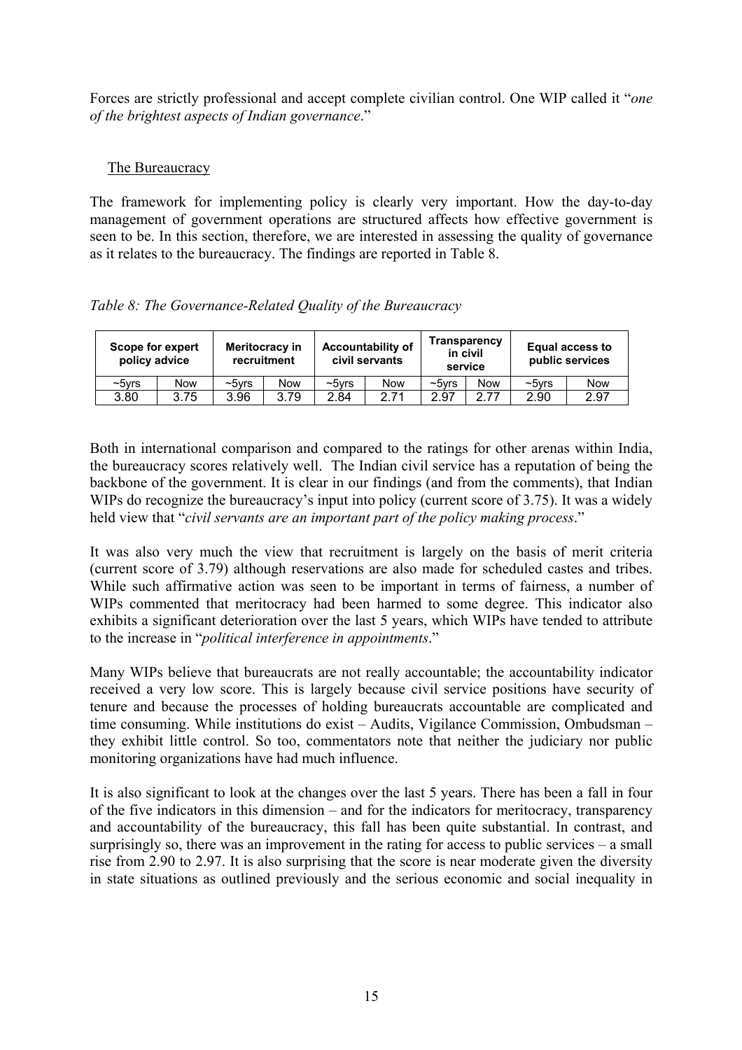Forces are strictly professional and accept complete civilian control. One WIP called it "*one of the brightest aspects of Indian governance*."

The Bureaucracy

The framework for implementing policy is clearly very important. How the day-to-day management of government operations are structured affects how effective government is seen to be. In this section, therefore, we are interested in assessing the quality of governance as it relates to the bureaucracy. The findings are reported in Table 8.

*Table 8: The Governance-Related Quality of the Bureaucracy*

| Scope for expert policy advice | | Meritocracy in recruitment | | Accountability of civil servants | | Transparency in civil service | | Equal access to public services | |
|---|---|---|---|---|---|---|---|---|---|
| ~5yrs | Now | ~5yrs | Now | ~5yrs | Now | ~5yrs | Now | ~5yrs | Now |
| 3.80 | 3.75 | 3.96 | 3.79 | 2.84 | 2.71 | 2.97 | 2.77 | 2.90 | 2.97 |

Both in international comparison and compared to the ratings for other arenas within India, the bureaucracy scores relatively well. The Indian civil service has a reputation of being the backbone of the government. It is clear in our findings (and from the comments), that Indian WIPs do recognize the bureaucracy's input into policy (current score of 3.75). It was a widely held view that "*civil servants are an important part of the policy making process*."

It was also very much the view that recruitment is largely on the basis of merit criteria (current score of 3.79) although reservations are also made for scheduled castes and tribes. While such affirmative action was seen to be important in terms of fairness, a number of WIPs commented that meritocracy had been harmed to some degree. This indicator also exhibits a significant deterioration over the last 5 years, which WIPs have tended to attribute to the increase in "*political interference in appointments*."

Many WIPs believe that bureaucrats are not really accountable; the accountability indicator received a very low score. This is largely because civil service positions have security of tenure and because the processes of holding bureaucrats accountable are complicated and time consuming. While institutions do exist – Audits, Vigilance Commission, Ombudsman – they exhibit little control. So too, commentators note that neither the judiciary nor public monitoring organizations have had much influence.

It is also significant to look at the changes over the last 5 years. There has been a fall in four of the five indicators in this dimension – and for the indicators for meritocracy, transparency and accountability of the bureaucracy, this fall has been quite substantial. In contrast, and surprisingly so, there was an improvement in the rating for access to public services – a small rise from 2.90 to 2.97. It is also surprising that the score is near moderate given the diversity in state situations as outlined previously and the serious economic and social inequality in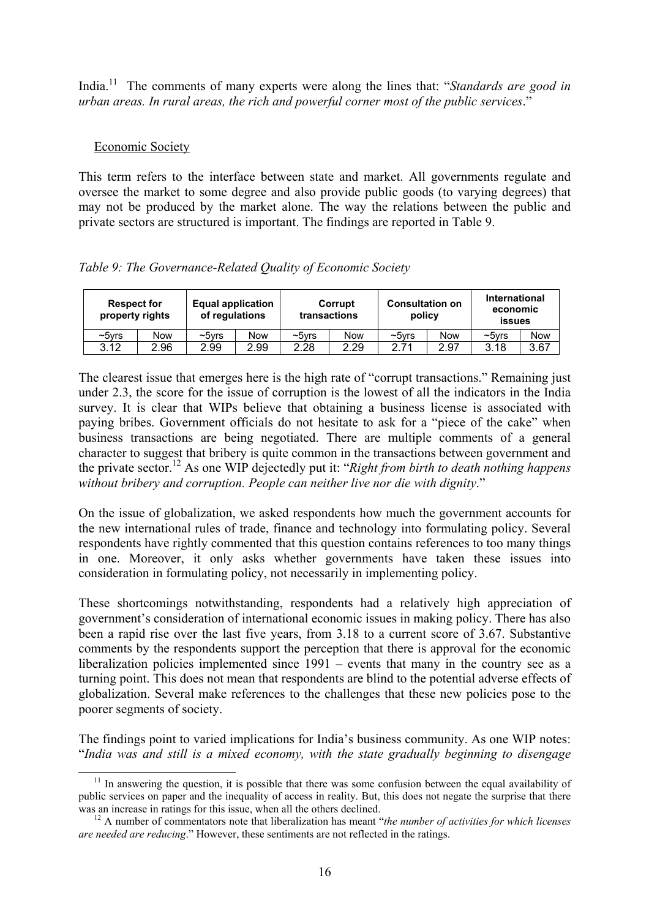India.[11] The comments of many experts were along the lines that: "*Standards are good in urban areas. In rural areas, the rich and powerful corner most of the public services*."

Economic Society

This term refers to the interface between state and market. All governments regulate and oversee the market to some degree and also provide public goods (to varying degrees) that may not be produced by the market alone. The way the relations between the public and private sectors are structured is important. The findings are reported in Table 9.

*Table 9: The Governance-Related Quality of Economic Society*

| Respect for property rights | | Equal application of regulations | | Corrupt transactions | | Consultation on policy | | International economic issues | |
|---|---|---|---|---|---|---|---|---|---|
| ~5yrs | Now | ~5yrs | Now | ~5yrs | Now | ~5yrs | Now | ~5yrs | Now |
| 3.12 | 2.96 | 2.99 | 2.99 | 2.28 | 2.29 | 2.71 | 2.97 | 3.18 | 3.67 |

The clearest issue that emerges here is the high rate of "corrupt transactions." Remaining just under 2.3, the score for the issue of corruption is the lowest of all the indicators in the India survey. It is clear that WIPs believe that obtaining a business license is associated with paying bribes. Government officials do not hesitate to ask for a "piece of the cake" when business transactions are being negotiated. There are multiple comments of a general character to suggest that bribery is quite common in the transactions between government and the private sector.[12] As one WIP dejectedly put it: "*Right from birth to death nothing happens without bribery and corruption. People can neither live nor die with dignity*."

On the issue of globalization, we asked respondents how much the government accounts for the new international rules of trade, finance and technology into formulating policy. Several respondents have rightly commented that this question contains references to too many things in one. Moreover, it only asks whether governments have taken these issues into consideration in formulating policy, not necessarily in implementing policy.

These shortcomings notwithstanding, respondents had a relatively high appreciation of government's consideration of international economic issues in making policy. There has also been a rapid rise over the last five years, from 3.18 to a current score of 3.67. Substantive comments by the respondents support the perception that there is approval for the economic liberalization policies implemented since 1991 – events that many in the country see as a turning point. This does not mean that respondents are blind to the potential adverse effects of globalization. Several make references to the challenges that these new policies pose to the poorer segments of society.

The findings point to varied implications for India's business community. As one WIP notes: "*India was and still is a mixed economy, with the state gradually beginning to disengage*

---

[11] In answering the question, it is possible that there was some confusion between the equal availability of public services on paper and the inequality of access in reality. But, this does not negate the surprise that there was an increase in ratings for this issue, when all the others declined.

[12] A number of commentators note that liberalization has meant "*the number of activities for which licenses are needed are reducing*." However, these sentiments are not reflected in the ratings.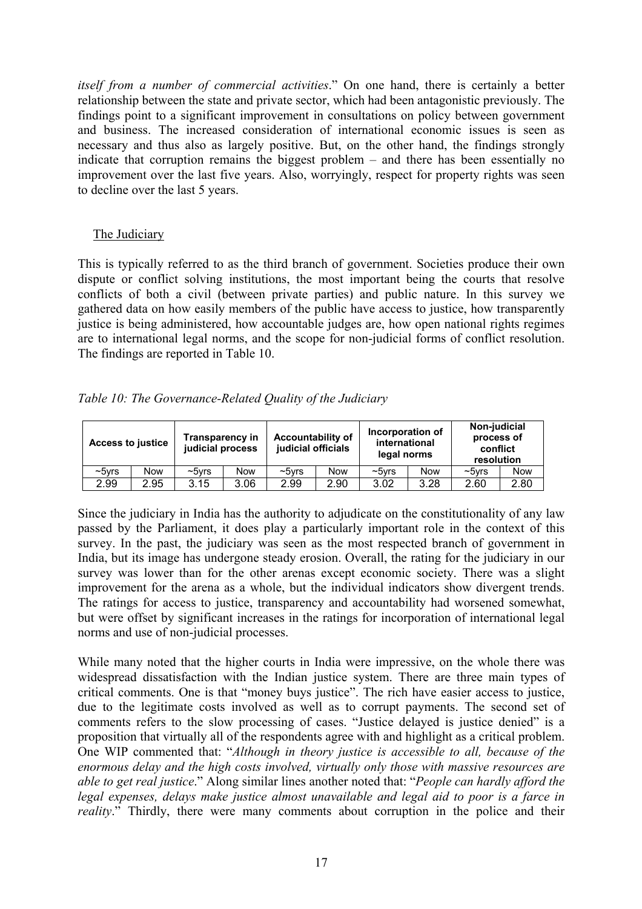*itself from a number of commercial activities*." On one hand, there is certainly a better relationship between the state and private sector, which had been antagonistic previously. The findings point to a significant improvement in consultations on policy between government and business. The increased consideration of international economic issues is seen as necessary and thus also as largely positive. But, on the other hand, the findings strongly indicate that corruption remains the biggest problem – and there has been essentially no improvement over the last five years. Also, worryingly, respect for property rights was seen to decline over the last 5 years.

## The Judiciary

This is typically referred to as the third branch of government. Societies produce their own dispute or conflict solving institutions, the most important being the courts that resolve conflicts of both a civil (between private parties) and public nature. In this survey we gathered data on how easily members of the public have access to justice, how transparently justice is being administered, how accountable judges are, how open national rights regimes are to international legal norms, and the scope for non-judicial forms of conflict resolution. The findings are reported in Table 10.

*Table 10: The Governance-Related Quality of the Judiciary*

| Access to justice | | Transparency in judicial process | | Accountability of judicial officials | | Incorporation of international legal norms | | Non-judicial process of conflict resolution | |
|---|---|---|---|---|---|---|---|---|---|
| ~5yrs | Now | ~5yrs | Now | ~5yrs | Now | ~5yrs | Now | ~5yrs | Now |
| 2.99 | 2.95 | 3.15 | 3.06 | 2.99 | 2.90 | 3.02 | 3.28 | 2.60 | 2.80 |

Since the judiciary in India has the authority to adjudicate on the constitutionality of any law passed by the Parliament, it does play a particularly important role in the context of this survey. In the past, the judiciary was seen as the most respected branch of government in India, but its image has undergone steady erosion. Overall, the rating for the judiciary in our survey was lower than for the other arenas except economic society. There was a slight improvement for the arena as a whole, but the individual indicators show divergent trends. The ratings for access to justice, transparency and accountability had worsened somewhat, but were offset by significant increases in the ratings for incorporation of international legal norms and use of non-judicial processes.

While many noted that the higher courts in India were impressive, on the whole there was widespread dissatisfaction with the Indian justice system. There are three main types of critical comments. One is that "money buys justice". The rich have easier access to justice, due to the legitimate costs involved as well as to corrupt payments. The second set of comments refers to the slow processing of cases. "Justice delayed is justice denied" is a proposition that virtually all of the respondents agree with and highlight as a critical problem. One WIP commented that: "*Although in theory justice is accessible to all, because of the enormous delay and the high costs involved, virtually only those with massive resources are able to get real justice*." Along similar lines another noted that: "*People can hardly afford the legal expenses, delays make justice almost unavailable and legal aid to poor is a farce in reality*." Thirdly, there were many comments about corruption in the police and their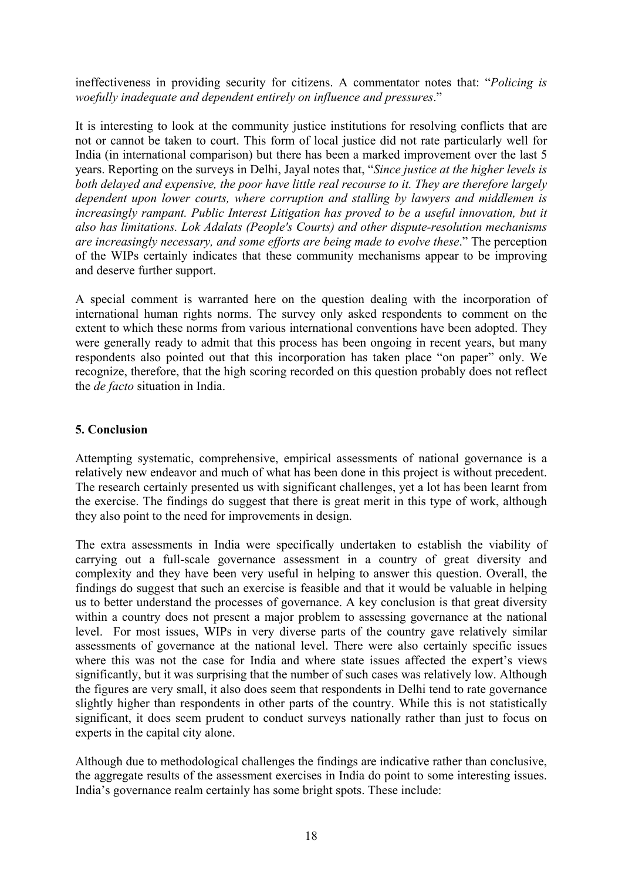ineffectiveness in providing security for citizens. A commentator notes that: "*Policing is woefully inadequate and dependent entirely on influence and pressures*."

It is interesting to look at the community justice institutions for resolving conflicts that are not or cannot be taken to court. This form of local justice did not rate particularly well for India (in international comparison) but there has been a marked improvement over the last 5 years. Reporting on the surveys in Delhi, Jayal notes that, "*Since justice at the higher levels is both delayed and expensive, the poor have little real recourse to it. They are therefore largely dependent upon lower courts, where corruption and stalling by lawyers and middlemen is increasingly rampant. Public Interest Litigation has proved to be a useful innovation, but it also has limitations. Lok Adalats (People's Courts) and other dispute-resolution mechanisms are increasingly necessary, and some efforts are being made to evolve these*." The perception of the WIPs certainly indicates that these community mechanisms appear to be improving and deserve further support.

A special comment is warranted here on the question dealing with the incorporation of international human rights norms. The survey only asked respondents to comment on the extent to which these norms from various international conventions have been adopted. They were generally ready to admit that this process has been ongoing in recent years, but many respondents also pointed out that this incorporation has taken place "on paper" only. We recognize, therefore, that the high scoring recorded on this question probably does not reflect the *de facto* situation in India.

## 5. Conclusion

Attempting systematic, comprehensive, empirical assessments of national governance is a relatively new endeavor and much of what has been done in this project is without precedent. The research certainly presented us with significant challenges, yet a lot has been learnt from the exercise. The findings do suggest that there is great merit in this type of work, although they also point to the need for improvements in design.

The extra assessments in India were specifically undertaken to establish the viability of carrying out a full-scale governance assessment in a country of great diversity and complexity and they have been very useful in helping to answer this question. Overall, the findings do suggest that such an exercise is feasible and that it would be valuable in helping us to better understand the processes of governance. A key conclusion is that great diversity within a country does not present a major problem to assessing governance at the national level. For most issues, WIPs in very diverse parts of the country gave relatively similar assessments of governance at the national level. There were also certainly specific issues where this was not the case for India and where state issues affected the expert's views significantly, but it was surprising that the number of such cases was relatively low. Although the figures are very small, it also does seem that respondents in Delhi tend to rate governance slightly higher than respondents in other parts of the country. While this is not statistically significant, it does seem prudent to conduct surveys nationally rather than just to focus on experts in the capital city alone.

Although due to methodological challenges the findings are indicative rather than conclusive, the aggregate results of the assessment exercises in India do point to some interesting issues. India's governance realm certainly has some bright spots. These include: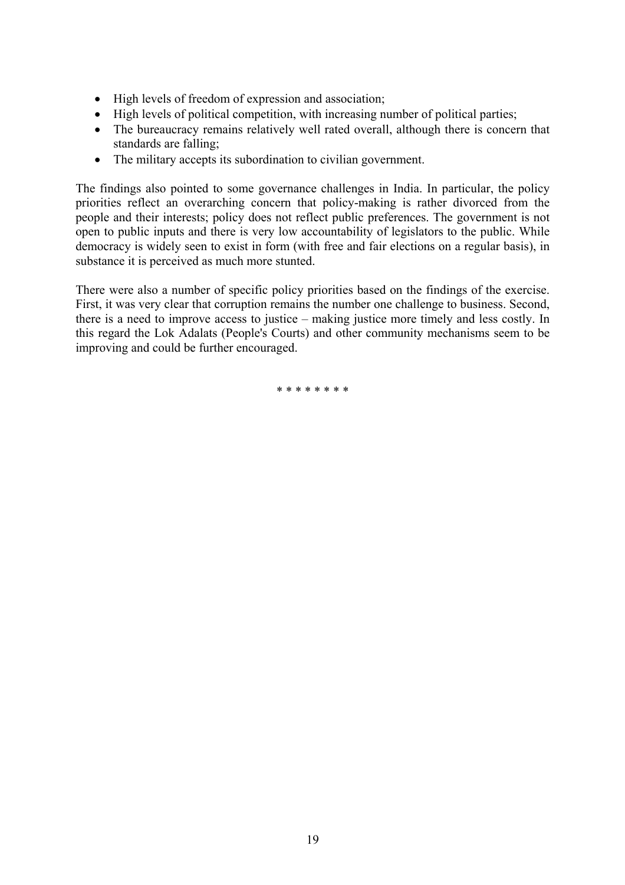- High levels of freedom of expression and association;
- High levels of political competition, with increasing number of political parties;
- The bureaucracy remains relatively well rated overall, although there is concern that standards are falling;
- The military accepts its subordination to civilian government.

The findings also pointed to some governance challenges in India. In particular, the policy priorities reflect an overarching concern that policy-making is rather divorced from the people and their interests; policy does not reflect public preferences. The government is not open to public inputs and there is very low accountability of legislators to the public. While democracy is widely seen to exist in form (with free and fair elections on a regular basis), in substance it is perceived as much more stunted.

There were also a number of specific policy priorities based on the findings of the exercise. First, it was very clear that corruption remains the number one challenge to business. Second, there is a need to improve access to justice – making justice more timely and less costly. In this regard the Lok Adalats (People's Courts) and other community mechanisms seem to be improving and could be further encouraged.

* * * * * * * *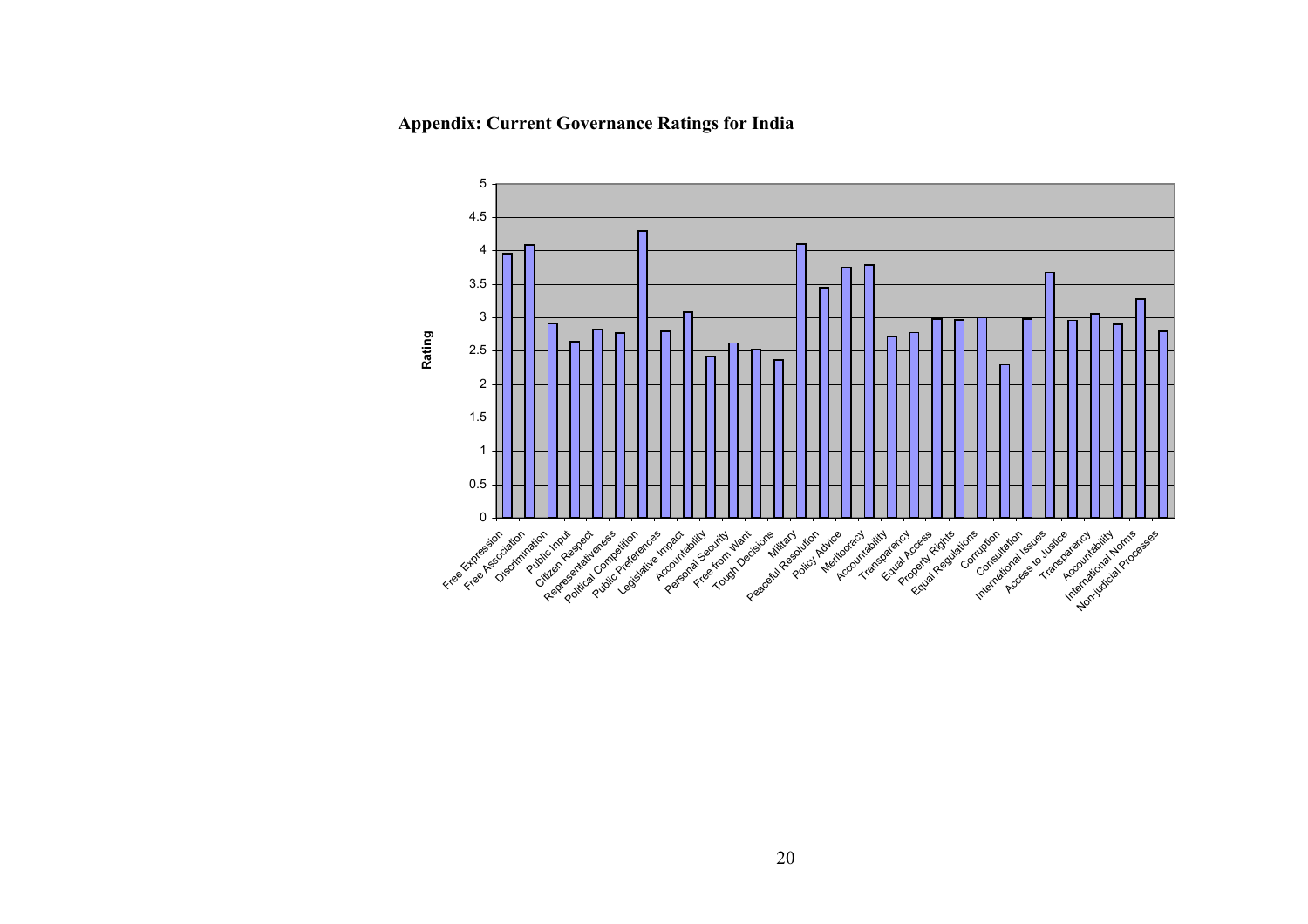**Appendix: Current Governance Ratings for India**

| Category | Rating |
|---|---|
| Free Expression | 3.95 |
| Free Association | 4.08 |
| Discrimination | 2.9 |
| Public Input | 2.63 |
| Citizen Respect | 2.82 |
| Representativeness | 2.77 |
| Political Competition | 4.29 |
| Public Preferences | 2.79 |
| Legislative Impact | 3.08 |
| Accountability | 2.41 |
| Personal Security | 2.61 |
| Free from Want | 2.51 |
| Tough Decisions | 2.36 |
| Military | 4.1 |
| Peaceful Resolution | 3.44 |
| Policy Advice | 3.75 |
| Meritocracy | 3.78 |
| Accountability | 2.71 |
| Transparency | 2.77 |
| Equal Access | 2.98 |
| Property Rights | 2.96 |
| Equal Regulations | 2.99 |
| Corruption | 2.28 |
| Consultation | 2.98 |
| International Issues | 3.67 |
| Access to Justice | 2.96 |
| Transparency | 3.05 |
| Accountability | 2.89 |
| International Norms | 3.27 |
| Non-judicial Processes | 2.79 |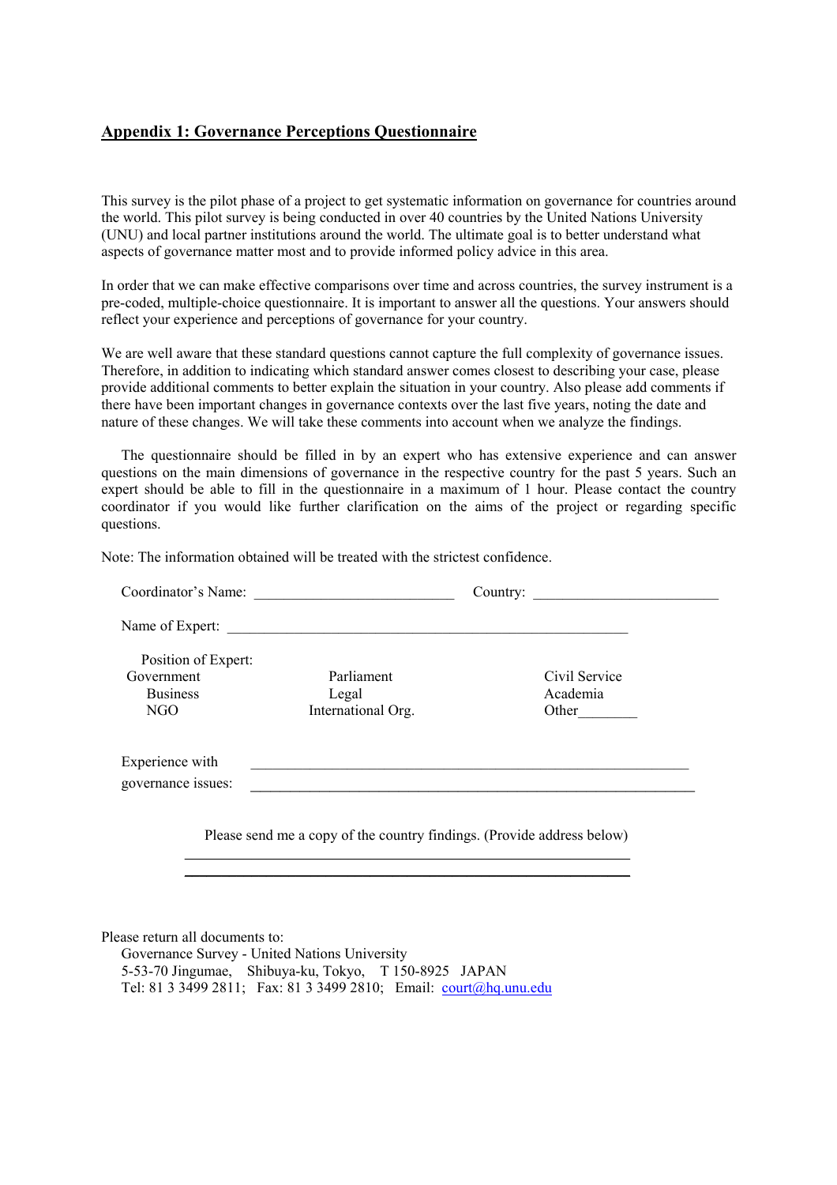## Appendix 1: Governance Perceptions Questionnaire

This survey is the pilot phase of a project to get systematic information on governance for countries around the world. This pilot survey is being conducted in over 40 countries by the United Nations University (UNU) and local partner institutions around the world. The ultimate goal is to better understand what aspects of governance matter most and to provide informed policy advice in this area.

In order that we can make effective comparisons over time and across countries, the survey instrument is a pre-coded, multiple-choice questionnaire. It is important to answer all the questions. Your answers should reflect your experience and perceptions of governance for your country.

We are well aware that these standard questions cannot capture the full complexity of governance issues. Therefore, in addition to indicating which standard answer comes closest to describing your case, please provide additional comments to better explain the situation in your country. Also please add comments if there have been important changes in governance contexts over the last five years, noting the date and nature of these changes. We will take these comments into account when we analyze the findings.

The questionnaire should be filled in by an expert who has extensive experience and can answer questions on the main dimensions of governance in the respective country for the past 5 years. Such an expert should be able to fill in the questionnaire in a maximum of 1 hour. Please contact the country coordinator if you would like further clarification on the aims of the project or regarding specific questions.

Note: The information obtained will be treated with the strictest confidence.

Coordinator's Name: ___________________________ Country: _________________________

Name of Expert: _______________________________________________________

Position of Expert:

| | | |
|---|---|---|
| Government | Parliament | Civil Service |
| Business | Legal | Academia |
| NGO | International Org. | Other________ |

Experience with governance issues: _______________________________________________________________

Please send me a copy of the country findings. (Provide address below)

_______________________________________________________________

_______________________________________________________________

Please return all documents to:
Governance Survey - United Nations University
5-53-70 Jingumae, Shibuya-ku, Tokyo, T 150-8925 JAPAN
Tel: 81 3 3499 2811; Fax: 81 3 3499 2810; Email: court@hq.unu.edu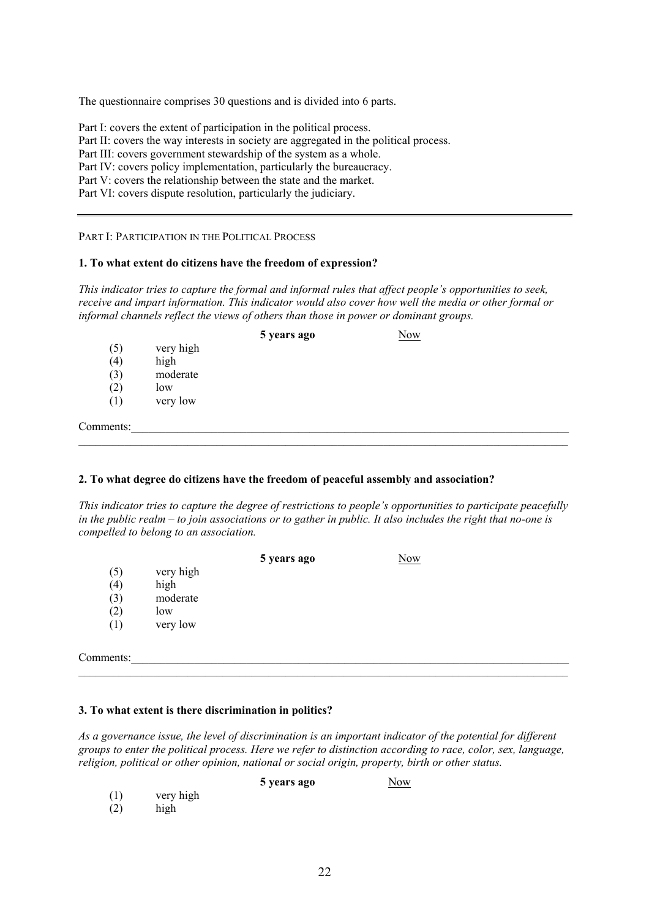The questionnaire comprises 30 questions and is divided into 6 parts.

Part I: covers the extent of participation in the political process.
Part II: covers the way interests in society are aggregated in the political process.
Part III: covers government stewardship of the system as a whole.
Part IV: covers policy implementation, particularly the bureaucracy.
Part V: covers the relationship between the state and the market.
Part VI: covers dispute resolution, particularly the judiciary.

---

PART I: PARTICIPATION IN THE POLITICAL PROCESS

**1. To what extent do citizens have the freedom of expression?**

*This indicator tries to capture the formal and informal rules that affect people's opportunities to seek, receive and impart information. This indicator would also cover how well the media or other formal or informal channels reflect the views of others than those in power or dominant groups.*

| | | **5 years ago** | Now |
|---|---|---|---|
| (5) | very high | | |
| (4) | high | | |
| (3) | moderate | | |
| (2) | low | | |
| (1) | very low | | |

Comments:\_\_\_\_\_\_\_\_\_\_\_\_\_\_\_\_\_\_\_\_\_\_\_\_\_\_\_\_\_\_\_\_\_\_\_\_\_\_\_\_\_\_\_\_\_\_\_\_\_\_\_\_\_\_\_\_\_\_\_\_\_\_\_\_\_\_\_\_\_\_\_\_

**2. To what degree do citizens have the freedom of peaceful assembly and association?**

*This indicator tries to capture the degree of restrictions to people's opportunities to participate peacefully in the public realm – to join associations or to gather in public. It also includes the right that no-one is compelled to belong to an association.*

| | | **5 years ago** | Now |
|---|---|---|---|
| (5) | very high | | |
| (4) | high | | |
| (3) | moderate | | |
| (2) | low | | |
| (1) | very low | | |

Comments:\_\_\_\_\_\_\_\_\_\_\_\_\_\_\_\_\_\_\_\_\_\_\_\_\_\_\_\_\_\_\_\_\_\_\_\_\_\_\_\_\_\_\_\_\_\_\_\_\_\_\_\_\_\_\_\_\_\_\_\_\_\_\_\_\_\_\_\_\_\_\_\_

**3. To what extent is there discrimination in politics?**

*As a governance issue, the level of discrimination is an important indicator of the potential for different groups to enter the political process. Here we refer to distinction according to race, color, sex, language, religion, political or other opinion, national or social origin, property, birth or other status.*

| | | **5 years ago** | Now |
|---|---|---|---|
| (1) | very high | | |
| (2) | high | | |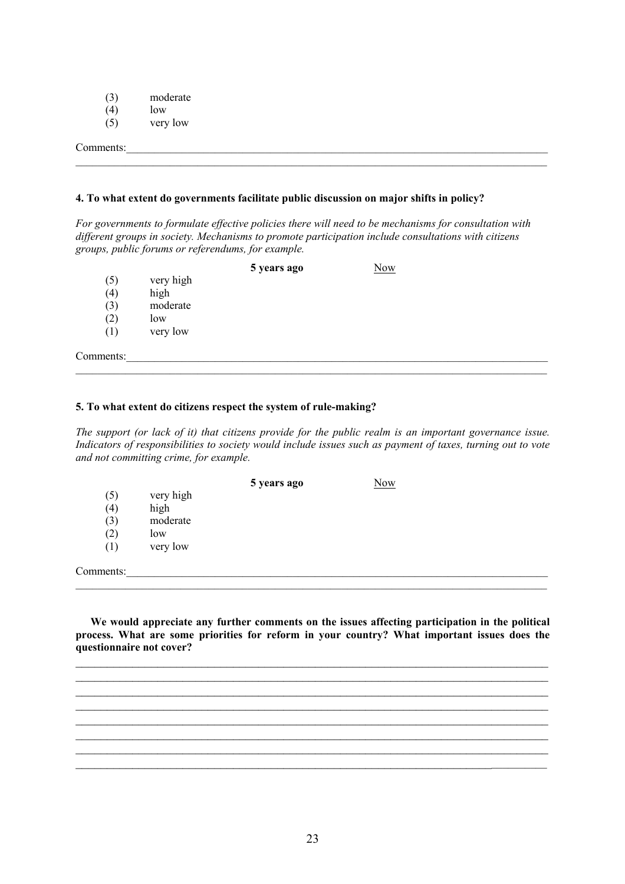(3) moderate
(4) low
(5) very low

Comments:\_\_\_\_\_\_\_\_\_\_\_\_\_\_\_\_\_\_\_\_\_\_\_\_\_\_\_\_\_\_\_\_\_\_\_\_\_\_\_\_\_\_\_\_\_\_\_\_\_\_\_\_\_\_\_\_\_\_\_\_\_\_\_\_\_\_\_\_\_\_\_\_\_\_\_\_\_\_

**4. To what extent do governments facilitate public discussion on major shifts in policy?**

*For governments to formulate effective policies there will need to be mechanisms for consultation with different groups in society. Mechanisms to promote participation include consultations with citizens groups, public forums or referendums, for example.*

| | | **5 years ago** | Now |
|---|---|---|---|
| (5) | very high | | |
| (4) | high | | |
| (3) | moderate | | |
| (2) | low | | |
| (1) | very low | | |

Comments:\_\_\_\_\_\_\_\_\_\_\_\_\_\_\_\_\_\_\_\_\_\_\_\_\_\_\_\_\_\_\_\_\_\_\_\_\_\_\_\_\_\_\_\_\_\_\_\_\_\_\_\_\_\_\_\_\_\_\_\_\_\_\_\_\_\_\_\_\_\_\_\_\_\_\_\_\_\_

**5. To what extent do citizens respect the system of rule-making?**

*The support (or lack of it) that citizens provide for the public realm is an important governance issue. Indicators of responsibilities to society would include issues such as payment of taxes, turning out to vote and not committing crime, for example.*

| | | **5 years ago** | Now |
|---|---|---|---|
| (5) | very high | | |
| (4) | high | | |
| (3) | moderate | | |
| (2) | low | | |
| (1) | very low | | |

Comments:\_\_\_\_\_\_\_\_\_\_\_\_\_\_\_\_\_\_\_\_\_\_\_\_\_\_\_\_\_\_\_\_\_\_\_\_\_\_\_\_\_\_\_\_\_\_\_\_\_\_\_\_\_\_\_\_\_\_\_\_\_\_\_\_\_\_\_\_\_\_\_\_\_\_\_\_\_\_

**We would appreciate any further comments on the issues affecting participation in the political process. What are some priorities for reform in your country? What important issues does the questionnaire not cover?**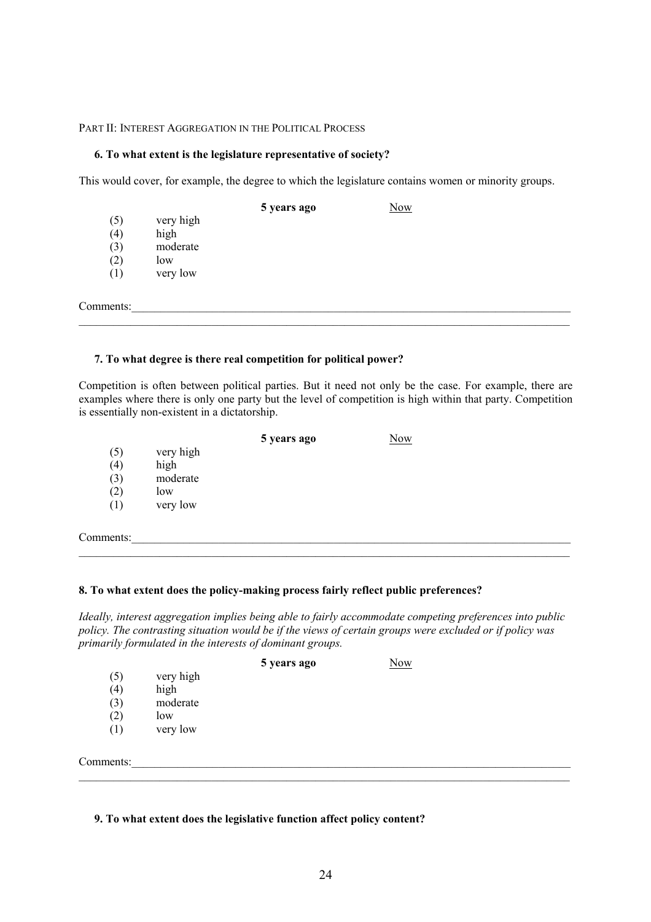PART II: INTEREST AGGREGATION IN THE POLITICAL PROCESS

**6. To what extent is the legislature representative of society?**

This would cover, for example, the degree to which the legislature contains women or minority groups.

| | | **5 years ago** | Now |
|---|---|---|---|
| (5) | very high | | |
| (4) | high | | |
| (3) | moderate | | |
| (2) | low | | |
| (1) | very low | | |

Comments:_______________________________________________________________________________

_______________________________________________________________________________________

**7. To what degree is there real competition for political power?**

Competition is often between political parties. But it need not only be the case. For example, there are examples where there is only one party but the level of competition is high within that party. Competition is essentially non-existent in a dictatorship.

| | | **5 years ago** | Now |
|---|---|---|---|
| (5) | very high | | |
| (4) | high | | |
| (3) | moderate | | |
| (2) | low | | |
| (1) | very low | | |

Comments:_______________________________________________________________________________

_______________________________________________________________________________________

**8. To what extent does the policy-making process fairly reflect public preferences?**

*Ideally, interest aggregation implies being able to fairly accommodate competing preferences into public policy. The contrasting situation would be if the views of certain groups were excluded or if policy was primarily formulated in the interests of dominant groups.*

| | | **5 years ago** | Now |
|---|---|---|---|
| (5) | very high | | |
| (4) | high | | |
| (3) | moderate | | |
| (2) | low | | |
| (1) | very low | | |

Comments:_______________________________________________________________________________

_______________________________________________________________________________________

**9. To what extent does the legislative function affect policy content?**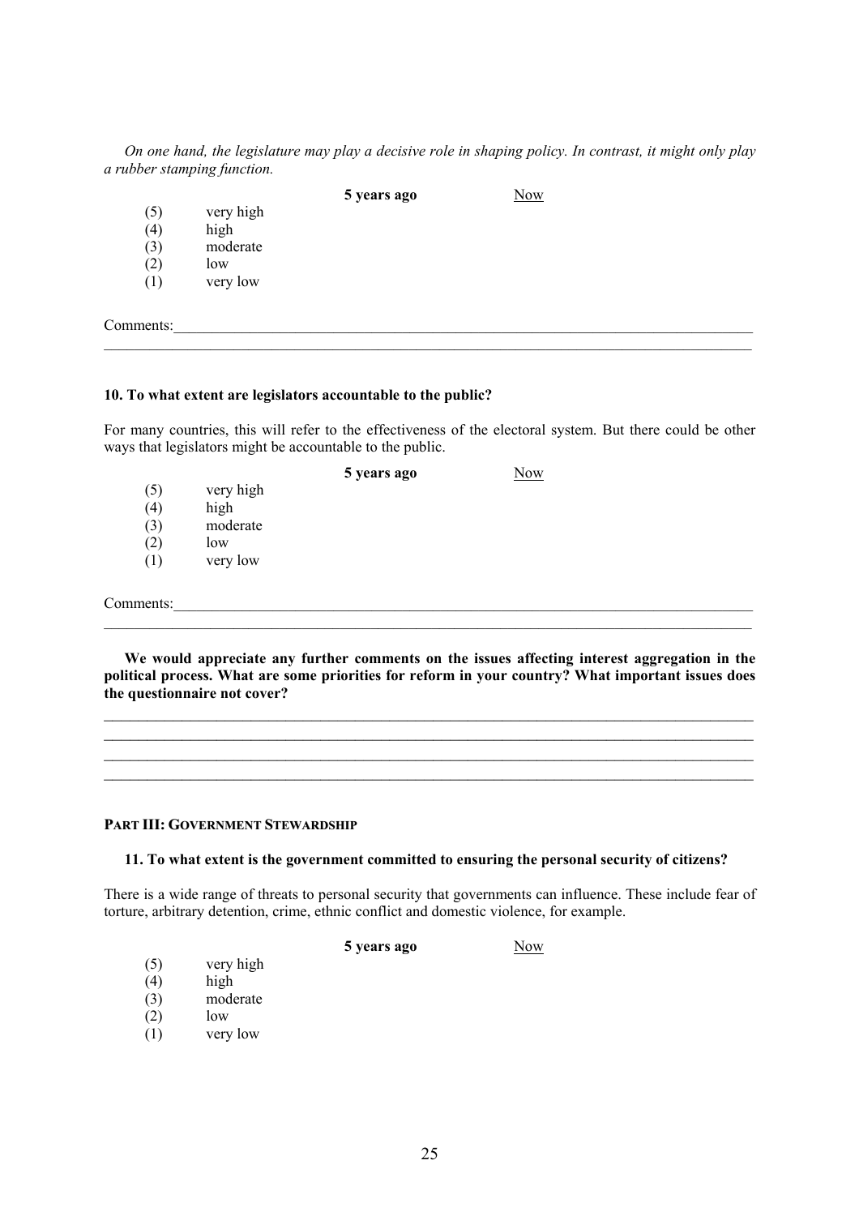*On one hand, the legislature may play a decisive role in shaping policy. In contrast, it might only play a rubber stamping function.*

| | | **5 years ago** | Now |
|---|---|---|---|
| (5) | very high | | |
| (4) | high | | |
| (3) | moderate | | |
| (2) | low | | |
| (1) | very low | | |

Comments:\_\_\_\_\_\_\_\_\_\_\_\_\_\_\_\_\_\_\_\_\_\_\_\_\_\_\_\_\_\_\_\_\_\_\_\_\_\_\_\_\_\_\_\_\_\_\_\_\_\_\_\_\_\_\_\_\_\_\_\_\_\_\_\_\_\_\_\_\_\_\_\_\_\_

\_\_\_\_\_\_\_\_\_\_\_\_\_\_\_\_\_\_\_\_\_\_\_\_\_\_\_\_\_\_\_\_\_\_\_\_\_\_\_\_\_\_\_\_\_\_\_\_\_\_\_\_\_\_\_\_\_\_\_\_\_\_\_\_\_\_\_\_\_\_\_\_\_\_\_\_\_\_\_\_\_

**10. To what extent are legislators accountable to the public?**

For many countries, this will refer to the effectiveness of the electoral system. But there could be other ways that legislators might be accountable to the public.

| | | **5 years ago** | Now |
|---|---|---|---|
| (5) | very high | | |
| (4) | high | | |
| (3) | moderate | | |
| (2) | low | | |
| (1) | very low | | |

Comments:\_\_\_\_\_\_\_\_\_\_\_\_\_\_\_\_\_\_\_\_\_\_\_\_\_\_\_\_\_\_\_\_\_\_\_\_\_\_\_\_\_\_\_\_\_\_\_\_\_\_\_\_\_\_\_\_\_\_\_\_\_\_\_\_\_\_\_\_\_\_\_\_\_\_

\_\_\_\_\_\_\_\_\_\_\_\_\_\_\_\_\_\_\_\_\_\_\_\_\_\_\_\_\_\_\_\_\_\_\_\_\_\_\_\_\_\_\_\_\_\_\_\_\_\_\_\_\_\_\_\_\_\_\_\_\_\_\_\_\_\_\_\_\_\_\_\_\_\_\_\_\_\_\_\_\_

**We would appreciate any further comments on the issues affecting interest aggregation in the political process. What are some priorities for reform in your country? What important issues does the questionnaire not cover?**

\_\_\_\_\_\_\_\_\_\_\_\_\_\_\_\_\_\_\_\_\_\_\_\_\_\_\_\_\_\_\_\_\_\_\_\_\_\_\_\_\_\_\_\_\_\_\_\_\_\_\_\_\_\_\_\_\_\_\_\_\_\_\_\_\_\_\_\_\_\_\_\_\_\_\_\_\_\_\_\_\_

\_\_\_\_\_\_\_\_\_\_\_\_\_\_\_\_\_\_\_\_\_\_\_\_\_\_\_\_\_\_\_\_\_\_\_\_\_\_\_\_\_\_\_\_\_\_\_\_\_\_\_\_\_\_\_\_\_\_\_\_\_\_\_\_\_\_\_\_\_\_\_\_\_\_\_\_\_\_\_\_\_

\_\_\_\_\_\_\_\_\_\_\_\_\_\_\_\_\_\_\_\_\_\_\_\_\_\_\_\_\_\_\_\_\_\_\_\_\_\_\_\_\_\_\_\_\_\_\_\_\_\_\_\_\_\_\_\_\_\_\_\_\_\_\_\_\_\_\_\_\_\_\_\_\_\_\_\_\_\_\_\_\_

\_\_\_\_\_\_\_\_\_\_\_\_\_\_\_\_\_\_\_\_\_\_\_\_\_\_\_\_\_\_\_\_\_\_\_\_\_\_\_\_\_\_\_\_\_\_\_\_\_\_\_\_\_\_\_\_\_\_\_\_\_\_\_\_\_\_\_\_\_\_\_\_\_\_\_\_\_\_\_\_\_

## PART III: GOVERNMENT STEWARDSHIP

**11. To what extent is the government committed to ensuring the personal security of citizens?**

There is a wide range of threats to personal security that governments can influence. These include fear of torture, arbitrary detention, crime, ethnic conflict and domestic violence, for example.

| | | **5 years ago** | Now |
|---|---|---|---|
| (5) | very high | | |
| (4) | high | | |
| (3) | moderate | | |
| (2) | low | | |
| (1) | very low | | |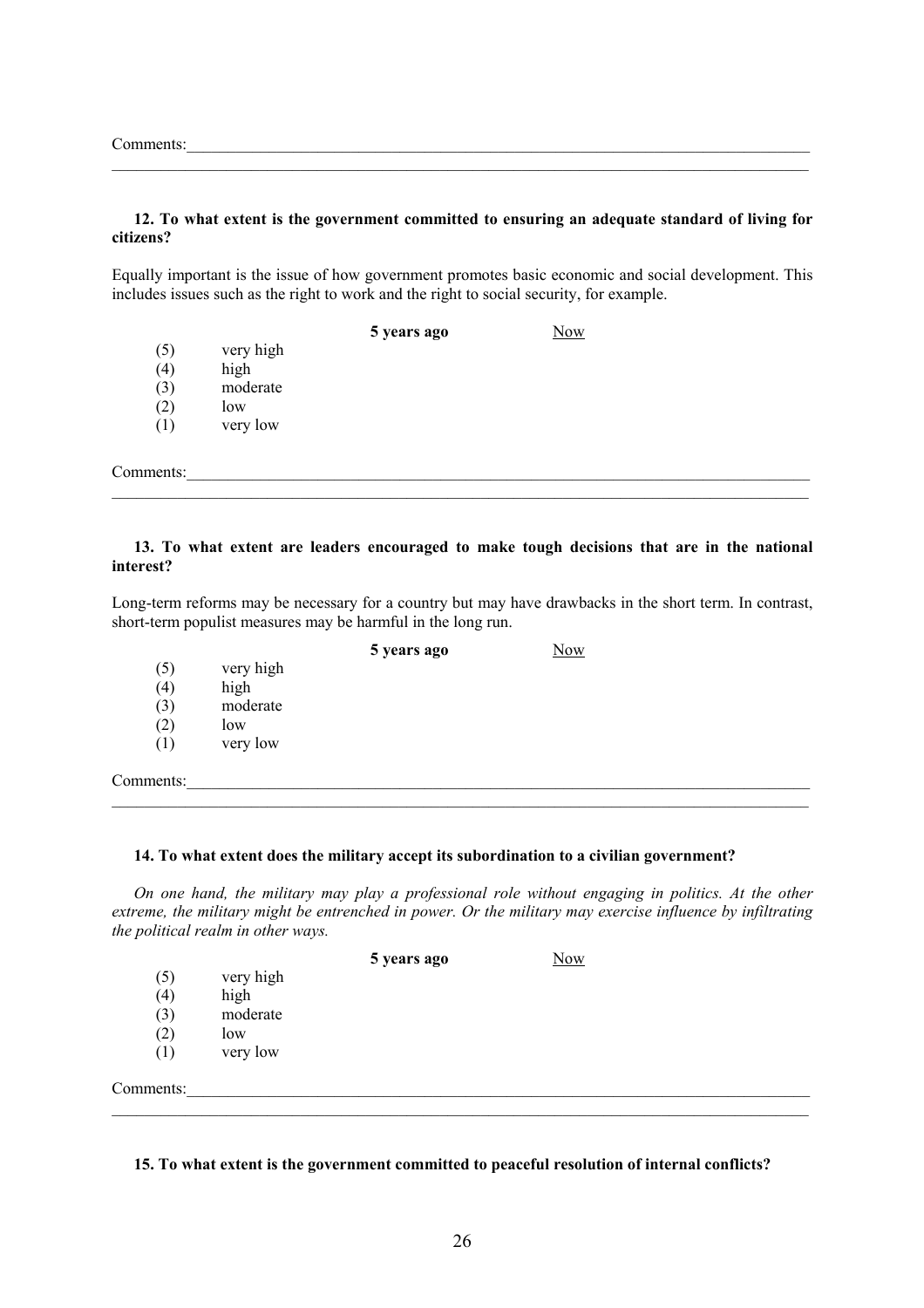Comments:\_\_\_\_\_\_\_\_\_\_\_\_\_\_\_\_\_\_\_\_\_\_\_\_\_\_\_\_\_\_\_\_\_\_\_\_\_\_\_\_\_\_\_\_\_\_\_\_\_\_\_\_\_\_\_\_\_\_\_\_\_\_\_\_\_\_\_\_\_\_\_\_\_\_\_\_

**12. To what extent is the government committed to ensuring an adequate standard of living for citizens?**

Equally important is the issue of how government promotes basic economic and social development. This includes issues such as the right to work and the right to social security, for example.

| | | **5 years ago** | Now |
|---|---|---|---|
| (5) | very high | | |
| (4) | high | | |
| (3) | moderate | | |
| (2) | low | | |
| (1) | very low | | |

Comments:\_\_\_\_\_\_\_\_\_\_\_\_\_\_\_\_\_\_\_\_\_\_\_\_\_\_\_\_\_\_\_\_\_\_\_\_\_\_\_\_\_\_\_\_\_\_\_\_\_\_\_\_\_\_\_\_\_\_\_\_\_\_\_\_\_\_\_\_\_\_\_\_\_\_\_\_

**13. To what extent are leaders encouraged to make tough decisions that are in the national interest?**

Long-term reforms may be necessary for a country but may have drawbacks in the short term. In contrast, short-term populist measures may be harmful in the long run.

| | | **5 years ago** | Now |
|---|---|---|---|
| (5) | very high | | |
| (4) | high | | |
| (3) | moderate | | |
| (2) | low | | |
| (1) | very low | | |

Comments:\_\_\_\_\_\_\_\_\_\_\_\_\_\_\_\_\_\_\_\_\_\_\_\_\_\_\_\_\_\_\_\_\_\_\_\_\_\_\_\_\_\_\_\_\_\_\_\_\_\_\_\_\_\_\_\_\_\_\_\_\_\_\_\_\_\_\_\_\_\_\_\_\_\_\_\_

**14. To what extent does the military accept its subordination to a civilian government?**

*On one hand, the military may play a professional role without engaging in politics. At the other extreme, the military might be entrenched in power. Or the military may exercise influence by infiltrating the political realm in other ways.*

| | | **5 years ago** | Now |
|---|---|---|---|
| (5) | very high | | |
| (4) | high | | |
| (3) | moderate | | |
| (2) | low | | |
| (1) | very low | | |

Comments:\_\_\_\_\_\_\_\_\_\_\_\_\_\_\_\_\_\_\_\_\_\_\_\_\_\_\_\_\_\_\_\_\_\_\_\_\_\_\_\_\_\_\_\_\_\_\_\_\_\_\_\_\_\_\_\_\_\_\_\_\_\_\_\_\_\_\_\_\_\_\_\_\_\_\_\_

**15. To what extent is the government committed to peaceful resolution of internal conflicts?**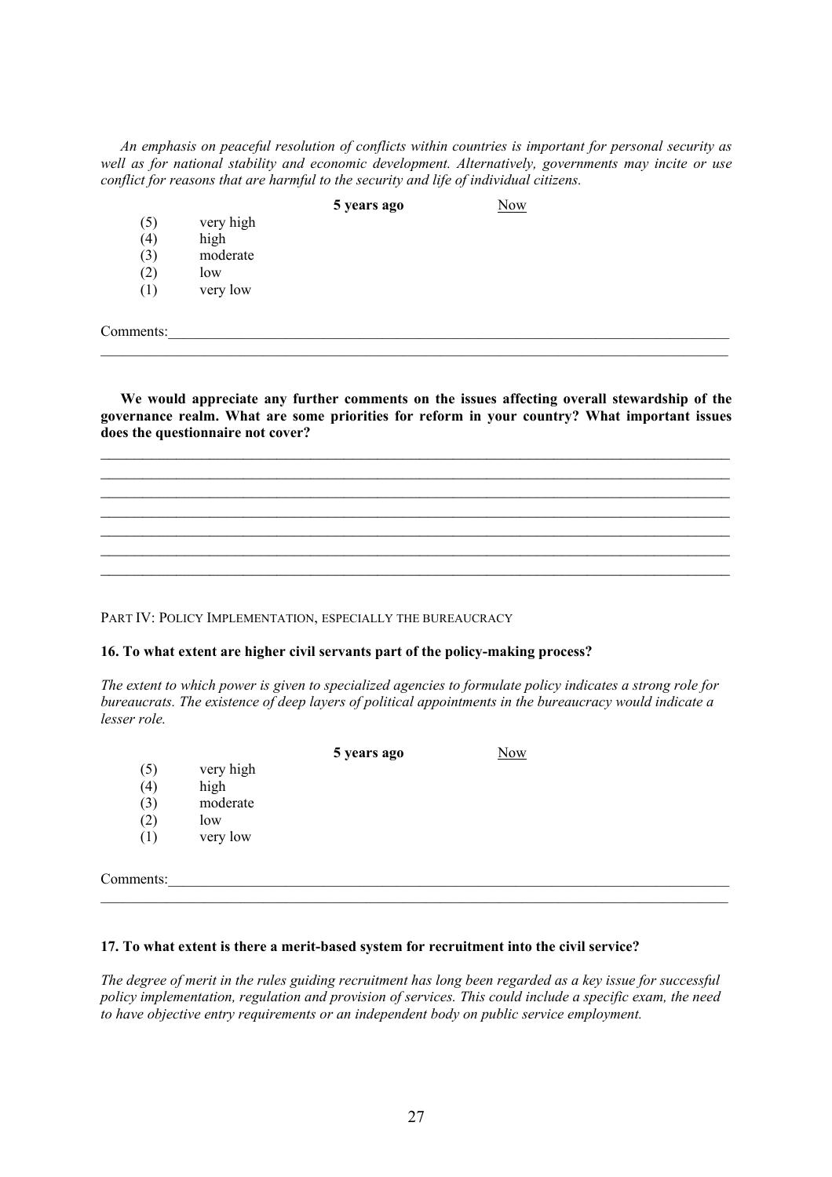*An emphasis on peaceful resolution of conflicts within countries is important for personal security as well as for national stability and economic development. Alternatively, governments may incite or use conflict for reasons that are harmful to the security and life of individual citizens.*

| | | **5 years ago** | Now |
|---|---|---|---|
| (5) | very high | | |
| (4) | high | | |
| (3) | moderate | | |
| (2) | low | | |
| (1) | very low | | |

Comments:\_\_\_\_\_\_\_\_\_\_\_\_\_\_\_\_\_\_\_\_\_\_\_\_\_\_\_\_\_\_\_\_\_\_\_\_\_\_\_\_\_\_\_\_\_\_\_\_\_\_\_\_\_\_\_\_\_\_\_\_\_\_\_\_\_\_\_\_\_\_\_\_

**We would appreciate any further comments on the issues affecting overall stewardship of the governance realm. What are some priorities for reform in your country? What important issues does the questionnaire not cover?**

PART IV: POLICY IMPLEMENTATION, ESPECIALLY THE BUREAUCRACY

**16. To what extent are higher civil servants part of the policy-making process?**

*The extent to which power is given to specialized agencies to formulate policy indicates a strong role for bureaucrats. The existence of deep layers of political appointments in the bureaucracy would indicate a lesser role.*

| | | **5 years ago** | Now |
|---|---|---|---|
| (5) | very high | | |
| (4) | high | | |
| (3) | moderate | | |
| (2) | low | | |
| (1) | very low | | |

Comments:\_\_\_\_\_\_\_\_\_\_\_\_\_\_\_\_\_\_\_\_\_\_\_\_\_\_\_\_\_\_\_\_\_\_\_\_\_\_\_\_\_\_\_\_\_\_\_\_\_\_\_\_\_\_\_\_\_\_\_\_\_\_\_\_\_\_\_\_\_\_\_\_

**17. To what extent is there a merit-based system for recruitment into the civil service?**

*The degree of merit in the rules guiding recruitment has long been regarded as a key issue for successful policy implementation, regulation and provision of services. This could include a specific exam, the need to have objective entry requirements or an independent body on public service employment.*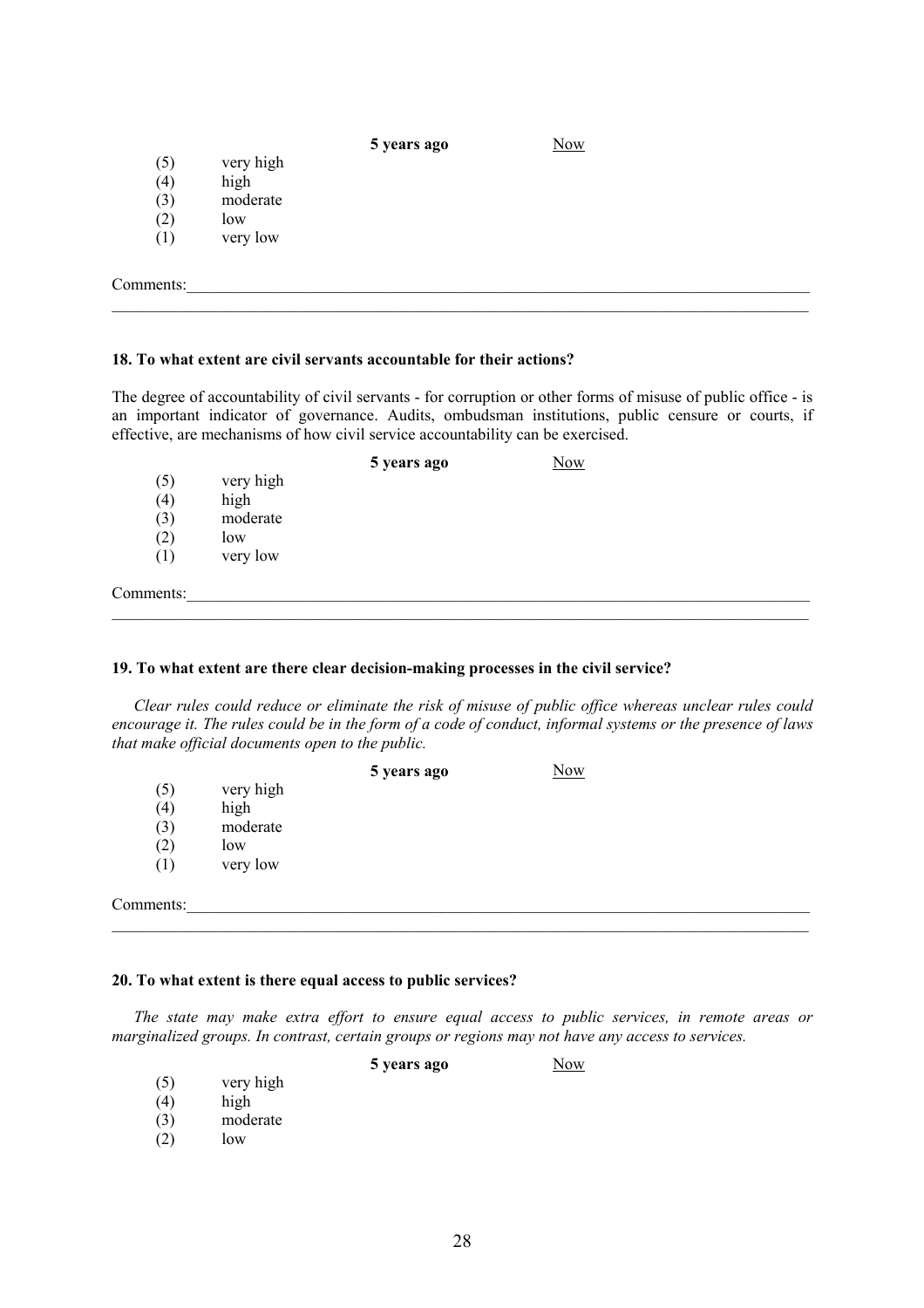| | | 5 years ago | Now |
|---|---|---|---|
| (5) | very high | | |
| (4) | high | | |
| (3) | moderate | | |
| (2) | low | | |
| (1) | very low | | |

Comments:________________________________________________________________________________

**18. To what extent are civil servants accountable for their actions?**

The degree of accountability of civil servants - for corruption or other forms of misuse of public office - is an important indicator of governance. Audits, ombudsman institutions, public censure or courts, if effective, are mechanisms of how civil service accountability can be exercised.

| | | 5 years ago | Now |
|---|---|---|---|
| (5) | very high | | |
| (4) | high | | |
| (3) | moderate | | |
| (2) | low | | |
| (1) | very low | | |

Comments:________________________________________________________________________________

**19. To what extent are there clear decision-making processes in the civil service?**

*Clear rules could reduce or eliminate the risk of misuse of public office whereas unclear rules could encourage it. The rules could be in the form of a code of conduct, informal systems or the presence of laws that make official documents open to the public.*

| | | 5 years ago | Now |
|---|---|---|---|
| (5) | very high | | |
| (4) | high | | |
| (3) | moderate | | |
| (2) | low | | |
| (1) | very low | | |

Comments:________________________________________________________________________________

**20. To what extent is there equal access to public services?**

*The state may make extra effort to ensure equal access to public services, in remote areas or marginalized groups. In contrast, certain groups or regions may not have any access to services.*

| | | 5 years ago | Now |
|---|---|---|---|
| (5) | very high | | |
| (4) | high | | |
| (3) | moderate | | |
| (2) | low | | |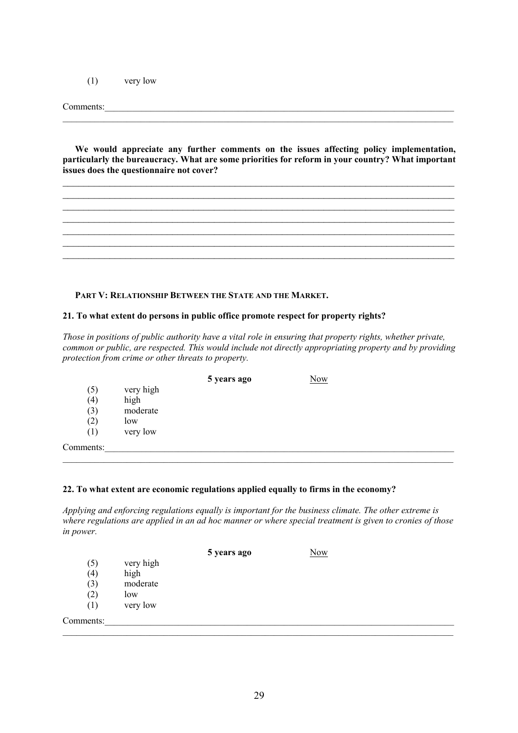(1) very low

Comments:\_\_\_\_\_\_\_\_\_\_\_\_\_\_\_\_\_\_\_\_\_\_\_\_\_\_\_\_\_\_\_\_\_\_\_\_\_\_\_\_\_\_\_\_\_\_\_\_\_\_\_\_\_\_\_\_\_\_\_\_\_\_\_\_\_\_\_\_\_\_\_\_\_\_\_\_

**We would appreciate any further comments on the issues affecting policy implementation, particularly the bureaucracy. What are some priorities for reform in your country? What important issues does the questionnaire not cover?**

\_\_\_\_\_\_\_\_\_\_\_\_\_\_\_\_\_\_\_\_\_\_\_\_\_\_\_\_\_\_\_\_\_\_\_\_\_\_\_\_\_\_\_\_\_\_\_\_\_\_\_\_\_\_\_\_\_\_\_\_\_\_\_\_\_\_\_\_\_\_\_\_\_\_\_\_\_\_\_\_\_\_

\_\_\_\_\_\_\_\_\_\_\_\_\_\_\_\_\_\_\_\_\_\_\_\_\_\_\_\_\_\_\_\_\_\_\_\_\_\_\_\_\_\_\_\_\_\_\_\_\_\_\_\_\_\_\_\_\_\_\_\_\_\_\_\_\_\_\_\_\_\_\_\_\_\_\_\_\_\_\_\_\_\_

\_\_\_\_\_\_\_\_\_\_\_\_\_\_\_\_\_\_\_\_\_\_\_\_\_\_\_\_\_\_\_\_\_\_\_\_\_\_\_\_\_\_\_\_\_\_\_\_\_\_\_\_\_\_\_\_\_\_\_\_\_\_\_\_\_\_\_\_\_\_\_\_\_\_\_\_\_\_\_\_\_\_

\_\_\_\_\_\_\_\_\_\_\_\_\_\_\_\_\_\_\_\_\_\_\_\_\_\_\_\_\_\_\_\_\_\_\_\_\_\_\_\_\_\_\_\_\_\_\_\_\_\_\_\_\_\_\_\_\_\_\_\_\_\_\_\_\_\_\_\_\_\_\_\_\_\_\_\_\_\_\_\_\_\_

\_\_\_\_\_\_\_\_\_\_\_\_\_\_\_\_\_\_\_\_\_\_\_\_\_\_\_\_\_\_\_\_\_\_\_\_\_\_\_\_\_\_\_\_\_\_\_\_\_\_\_\_\_\_\_\_\_\_\_\_\_\_\_\_\_\_\_\_\_\_\_\_\_\_\_\_\_\_\_\_\_\_

\_\_\_\_\_\_\_\_\_\_\_\_\_\_\_\_\_\_\_\_\_\_\_\_\_\_\_\_\_\_\_\_\_\_\_\_\_\_\_\_\_\_\_\_\_\_\_\_\_\_\_\_\_\_\_\_\_\_\_\_\_\_\_\_\_\_\_\_\_\_\_\_\_\_\_\_\_\_\_\_\_\_

\_\_\_\_\_\_\_\_\_\_\_\_\_\_\_\_\_\_\_\_\_\_\_\_\_\_\_\_\_\_\_\_\_\_\_\_\_\_\_\_\_\_\_\_\_\_\_\_\_\_\_\_\_\_\_\_\_\_\_\_\_\_\_\_\_\_\_\_\_\_\_\_\_\_\_\_\_\_\_\_\_\_

## PART V: RELATIONSHIP BETWEEN THE STATE AND THE MARKET.

### 21. To what extent do persons in public office promote respect for property rights?

*Those in positions of public authority have a vital role in ensuring that property rights, whether private, common or public, are respected. This would include not directly appropriating property and by providing protection from crime or other threats to property.*

| | | **5 years ago** | Now |
|---|---|---|---|
| (5) | very high | | |
| (4) | high | | |
| (3) | moderate | | |
| (2) | low | | |
| (1) | very low | | |

Comments:\_\_\_\_\_\_\_\_\_\_\_\_\_\_\_\_\_\_\_\_\_\_\_\_\_\_\_\_\_\_\_\_\_\_\_\_\_\_\_\_\_\_\_\_\_\_\_\_\_\_\_\_\_\_\_\_\_\_\_\_\_\_\_\_\_\_\_\_\_\_\_\_\_\_\_\_

### 22. To what extent are economic regulations applied equally to firms in the economy?

*Applying and enforcing regulations equally is important for the business climate. The other extreme is where regulations are applied in an ad hoc manner or where special treatment is given to cronies of those in power.*

| | | **5 years ago** | Now |
|---|---|---|---|
| (5) | very high | | |
| (4) | high | | |
| (3) | moderate | | |
| (2) | low | | |
| (1) | very low | | |

Comments:\_\_\_\_\_\_\_\_\_\_\_\_\_\_\_\_\_\_\_\_\_\_\_\_\_\_\_\_\_\_\_\_\_\_\_\_\_\_\_\_\_\_\_\_\_\_\_\_\_\_\_\_\_\_\_\_\_\_\_\_\_\_\_\_\_\_\_\_\_\_\_\_\_\_\_\_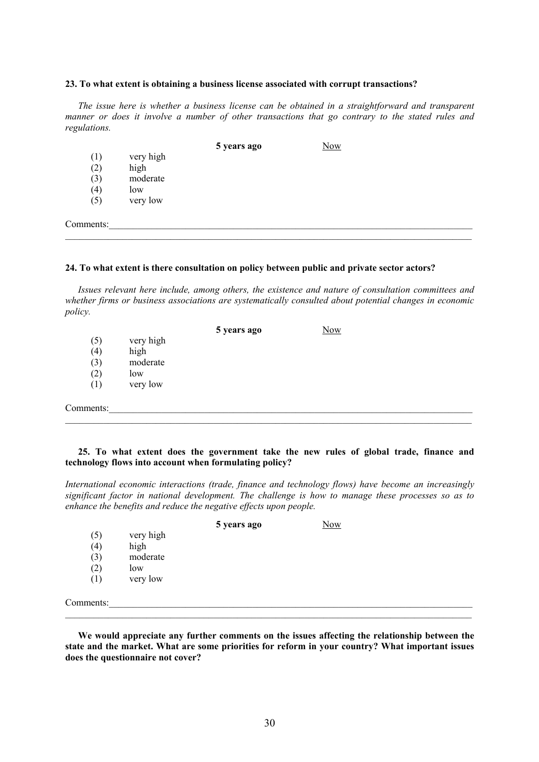**23. To what extent is obtaining a business license associated with corrupt transactions?**

*The issue here is whether a business license can be obtained in a straightforward and transparent manner or does it involve a number of other transactions that go contrary to the stated rules and regulations.*

| | | **5 years ago** | Now |
|---|---|---|---|
| (1) | very high | | |
| (2) | high | | |
| (3) | moderate | | |
| (4) | low | | |
| (5) | very low | | |

Comments:\_\_\_\_\_\_\_\_\_\_\_\_\_\_\_\_\_\_\_\_\_\_\_\_\_\_\_\_\_\_\_\_\_\_\_\_\_\_\_\_\_\_\_\_\_\_\_\_\_\_\_\_\_\_\_\_\_\_\_\_\_\_\_\_\_\_\_\_\_\_\_\_\_\_\_\_\_\_

**24. To what extent is there consultation on policy between public and private sector actors?**

*Issues relevant here include, among others, the existence and nature of consultation committees and whether firms or business associations are systematically consulted about potential changes in economic policy.*

| | | **5 years ago** | Now |
|---|---|---|---|
| (5) | very high | | |
| (4) | high | | |
| (3) | moderate | | |
| (2) | low | | |
| (1) | very low | | |

Comments:\_\_\_\_\_\_\_\_\_\_\_\_\_\_\_\_\_\_\_\_\_\_\_\_\_\_\_\_\_\_\_\_\_\_\_\_\_\_\_\_\_\_\_\_\_\_\_\_\_\_\_\_\_\_\_\_\_\_\_\_\_\_\_\_\_\_\_\_\_\_\_\_\_\_\_\_\_\_

**25. To what extent does the government take the new rules of global trade, finance and technology flows into account when formulating policy?**

*International economic interactions (trade, finance and technology flows) have become an increasingly significant factor in national development. The challenge is how to manage these processes so as to enhance the benefits and reduce the negative effects upon people.*

| | | **5 years ago** | Now |
|---|---|---|---|
| (5) | very high | | |
| (4) | high | | |
| (3) | moderate | | |
| (2) | low | | |
| (1) | very low | | |

Comments:\_\_\_\_\_\_\_\_\_\_\_\_\_\_\_\_\_\_\_\_\_\_\_\_\_\_\_\_\_\_\_\_\_\_\_\_\_\_\_\_\_\_\_\_\_\_\_\_\_\_\_\_\_\_\_\_\_\_\_\_\_\_\_\_\_\_\_\_\_\_\_\_\_\_\_\_\_\_

**We would appreciate any further comments on the issues affecting the relationship between the state and the market. What are some priorities for reform in your country? What important issues does the questionnaire not cover?**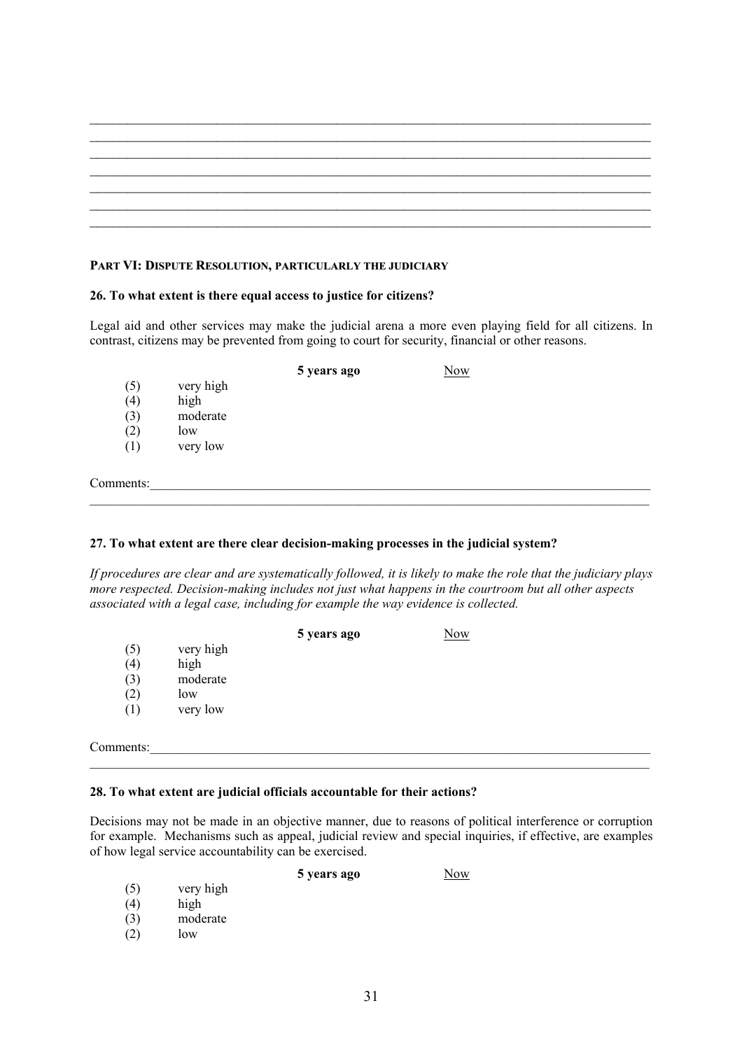\_\_\_\_\_\_\_\_\_\_\_\_\_\_\_\_\_\_\_\_\_\_\_\_\_\_\_\_\_\_\_\_\_\_\_\_\_\_\_\_\_\_\_\_\_\_\_\_\_\_\_\_\_\_\_\_\_\_\_\_\_\_\_\_\_\_\_\_\_\_\_\_\_\_\_\_\_\_\_\_\_\_
\_\_\_\_\_\_\_\_\_\_\_\_\_\_\_\_\_\_\_\_\_\_\_\_\_\_\_\_\_\_\_\_\_\_\_\_\_\_\_\_\_\_\_\_\_\_\_\_\_\_\_\_\_\_\_\_\_\_\_\_\_\_\_\_\_\_\_\_\_\_\_\_\_\_\_\_\_\_\_\_\_\_
\_\_\_\_\_\_\_\_\_\_\_\_\_\_\_\_\_\_\_\_\_\_\_\_\_\_\_\_\_\_\_\_\_\_\_\_\_\_\_\_\_\_\_\_\_\_\_\_\_\_\_\_\_\_\_\_\_\_\_\_\_\_\_\_\_\_\_\_\_\_\_\_\_\_\_\_\_\_\_\_\_\_
\_\_\_\_\_\_\_\_\_\_\_\_\_\_\_\_\_\_\_\_\_\_\_\_\_\_\_\_\_\_\_\_\_\_\_\_\_\_\_\_\_\_\_\_\_\_\_\_\_\_\_\_\_\_\_\_\_\_\_\_\_\_\_\_\_\_\_\_\_\_\_\_\_\_\_\_\_\_\_\_\_\_
\_\_\_\_\_\_\_\_\_\_\_\_\_\_\_\_\_\_\_\_\_\_\_\_\_\_\_\_\_\_\_\_\_\_\_\_\_\_\_\_\_\_\_\_\_\_\_\_\_\_\_\_\_\_\_\_\_\_\_\_\_\_\_\_\_\_\_\_\_\_\_\_\_\_\_\_\_\_\_\_\_\_
\_\_\_\_\_\_\_\_\_\_\_\_\_\_\_\_\_\_\_\_\_\_\_\_\_\_\_\_\_\_\_\_\_\_\_\_\_\_\_\_\_\_\_\_\_\_\_\_\_\_\_\_\_\_\_\_\_\_\_\_\_\_\_\_\_\_\_\_\_\_\_\_\_\_\_\_\_\_\_\_\_\_
\_\_\_\_\_\_\_\_\_\_\_\_\_\_\_\_\_\_\_\_\_\_\_\_\_\_\_\_\_\_\_\_\_\_\_\_\_\_\_\_\_\_\_\_\_\_\_\_\_\_\_\_\_\_\_\_\_\_\_\_\_\_\_\_\_\_\_\_\_\_\_\_\_\_\_\_\_\_\_\_\_\_

## PART VI: DISPUTE RESOLUTION, PARTICULARLY THE JUDICIARY

**26. To what extent is there equal access to justice for citizens?**

Legal aid and other services may make the judicial arena a more even playing field for all citizens. In contrast, citizens may be prevented from going to court for security, financial or other reasons.

| | | **5 years ago** | Now |
|---|---|---|---|
| (5) | very high | | |
| (4) | high | | |
| (3) | moderate | | |
| (2) | low | | |
| (1) | very low | | |

Comments:\_\_\_\_\_\_\_\_\_\_\_\_\_\_\_\_\_\_\_\_\_\_\_\_\_\_\_\_\_\_\_\_\_\_\_\_\_\_\_\_\_\_\_\_\_\_\_\_\_\_\_\_\_\_\_\_\_\_\_\_\_\_\_\_\_\_\_\_\_\_\_\_\_
\_\_\_\_\_\_\_\_\_\_\_\_\_\_\_\_\_\_\_\_\_\_\_\_\_\_\_\_\_\_\_\_\_\_\_\_\_\_\_\_\_\_\_\_\_\_\_\_\_\_\_\_\_\_\_\_\_\_\_\_\_\_\_\_\_\_\_\_\_\_\_\_\_\_\_\_\_\_\_\_\_\_

**27. To what extent are there clear decision-making processes in the judicial system?**

*If procedures are clear and are systematically followed, it is likely to make the role that the judiciary plays more respected. Decision-making includes not just what happens in the courtroom but all other aspects associated with a legal case, including for example the way evidence is collected.*

| | | **5 years ago** | Now |
|---|---|---|---|
| (5) | very high | | |
| (4) | high | | |
| (3) | moderate | | |
| (2) | low | | |
| (1) | very low | | |

Comments:\_\_\_\_\_\_\_\_\_\_\_\_\_\_\_\_\_\_\_\_\_\_\_\_\_\_\_\_\_\_\_\_\_\_\_\_\_\_\_\_\_\_\_\_\_\_\_\_\_\_\_\_\_\_\_\_\_\_\_\_\_\_\_\_\_\_\_\_\_\_\_\_\_
\_\_\_\_\_\_\_\_\_\_\_\_\_\_\_\_\_\_\_\_\_\_\_\_\_\_\_\_\_\_\_\_\_\_\_\_\_\_\_\_\_\_\_\_\_\_\_\_\_\_\_\_\_\_\_\_\_\_\_\_\_\_\_\_\_\_\_\_\_\_\_\_\_\_\_\_\_\_\_\_\_\_

**28. To what extent are judicial officials accountable for their actions?**

Decisions may not be made in an objective manner, due to reasons of political interference or corruption for example. Mechanisms such as appeal, judicial review and special inquiries, if effective, are examples of how legal service accountability can be exercised.

| | | **5 years ago** | Now |
|---|---|---|---|
| (5) | very high | | |
| (4) | high | | |
| (3) | moderate | | |
| (2) | low | | |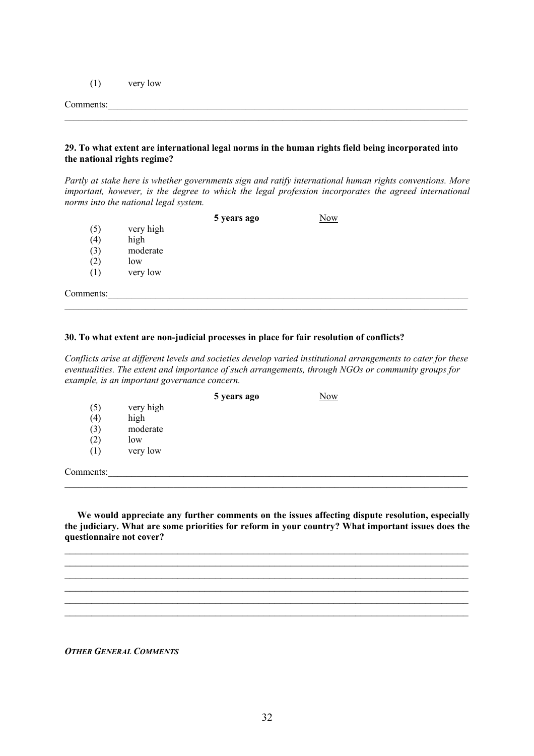(1) very low

Comments:\_\_\_\_\_\_\_\_\_\_\_\_\_\_\_\_\_\_\_\_\_\_\_\_\_\_\_\_\_\_\_\_\_\_\_\_\_\_\_\_\_\_\_\_\_\_\_\_\_\_\_\_\_\_\_\_\_\_\_\_\_\_\_\_\_\_\_\_\_\_\_\_\_\_\_\_

**29. To what extent are international legal norms in the human rights field being incorporated into the national rights regime?**

*Partly at stake here is whether governments sign and ratify international human rights conventions. More important, however, is the degree to which the legal profession incorporates the agreed international norms into the national legal system.*

| | | **5 years ago** | Now |
|---|---|---|---|
| (5) | very high | | |
| (4) | high | | |
| (3) | moderate | | |
| (2) | low | | |
| (1) | very low | | |

Comments:\_\_\_\_\_\_\_\_\_\_\_\_\_\_\_\_\_\_\_\_\_\_\_\_\_\_\_\_\_\_\_\_\_\_\_\_\_\_\_\_\_\_\_\_\_\_\_\_\_\_\_\_\_\_\_\_\_\_\_\_\_\_\_\_\_\_\_\_\_\_\_\_\_\_\_\_

**30. To what extent are non-judicial processes in place for fair resolution of conflicts?**

*Conflicts arise at different levels and societies develop varied institutional arrangements to cater for these eventualities. The extent and importance of such arrangements, through NGOs or community groups for example, is an important governance concern.*

| | | **5 years ago** | Now |
|---|---|---|---|
| (5) | very high | | |
| (4) | high | | |
| (3) | moderate | | |
| (2) | low | | |
| (1) | very low | | |

Comments:\_\_\_\_\_\_\_\_\_\_\_\_\_\_\_\_\_\_\_\_\_\_\_\_\_\_\_\_\_\_\_\_\_\_\_\_\_\_\_\_\_\_\_\_\_\_\_\_\_\_\_\_\_\_\_\_\_\_\_\_\_\_\_\_\_\_\_\_\_\_\_\_\_\_\_\_

**We would appreciate any further comments on the issues affecting dispute resolution, especially the judiciary. What are some priorities for reform in your country? What important issues does the questionnaire not cover?**

\_\_\_\_\_\_\_\_\_\_\_\_\_\_\_\_\_\_\_\_\_\_\_\_\_\_\_\_\_\_\_\_\_\_\_\_\_\_\_\_\_\_\_\_\_\_\_\_\_\_\_\_\_\_\_\_\_\_\_\_\_\_\_\_\_\_\_\_\_\_\_\_\_\_\_\_\_\_\_\_\_\_

\_\_\_\_\_\_\_\_\_\_\_\_\_\_\_\_\_\_\_\_\_\_\_\_\_\_\_\_\_\_\_\_\_\_\_\_\_\_\_\_\_\_\_\_\_\_\_\_\_\_\_\_\_\_\_\_\_\_\_\_\_\_\_\_\_\_\_\_\_\_\_\_\_\_\_\_\_\_\_\_\_\_

\_\_\_\_\_\_\_\_\_\_\_\_\_\_\_\_\_\_\_\_\_\_\_\_\_\_\_\_\_\_\_\_\_\_\_\_\_\_\_\_\_\_\_\_\_\_\_\_\_\_\_\_\_\_\_\_\_\_\_\_\_\_\_\_\_\_\_\_\_\_\_\_\_\_\_\_\_\_\_\_\_\_

\_\_\_\_\_\_\_\_\_\_\_\_\_\_\_\_\_\_\_\_\_\_\_\_\_\_\_\_\_\_\_\_\_\_\_\_\_\_\_\_\_\_\_\_\_\_\_\_\_\_\_\_\_\_\_\_\_\_\_\_\_\_\_\_\_\_\_\_\_\_\_\_\_\_\_\_\_\_\_\_\_\_

\_\_\_\_\_\_\_\_\_\_\_\_\_\_\_\_\_\_\_\_\_\_\_\_\_\_\_\_\_\_\_\_\_\_\_\_\_\_\_\_\_\_\_\_\_\_\_\_\_\_\_\_\_\_\_\_\_\_\_\_\_\_\_\_\_\_\_\_\_\_\_\_\_\_\_\_\_\_\_\_\_\_

\_\_\_\_\_\_\_\_\_\_\_\_\_\_\_\_\_\_\_\_\_\_\_\_\_\_\_\_\_\_\_\_\_\_\_\_\_\_\_\_\_\_\_\_\_\_\_\_\_\_\_\_\_\_\_\_\_\_\_\_\_\_\_\_\_\_\_\_\_\_\_\_\_\_\_\_\_\_\_\_\_\_

***OTHER GENERAL COMMENTS***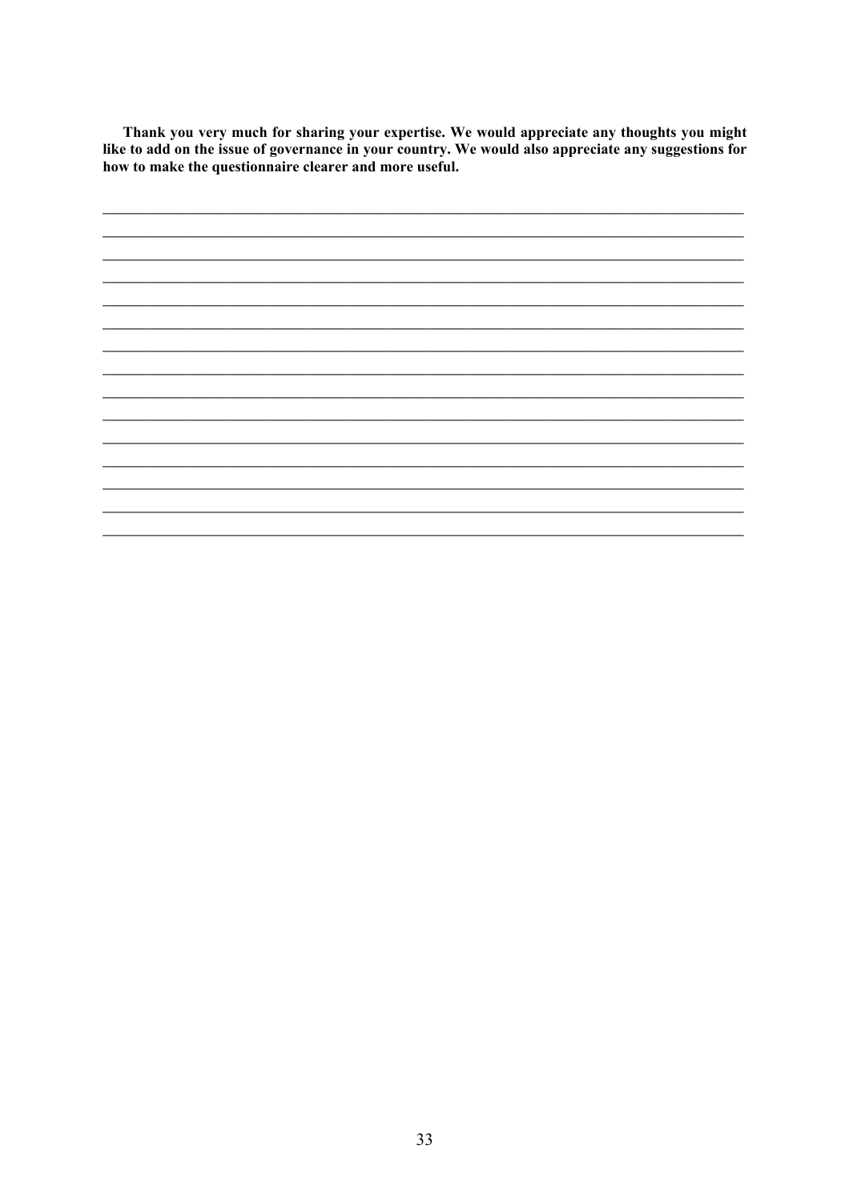**Thank you very much for sharing your expertise. We would appreciate any thoughts you might like to add on the issue of governance in your country. We would also appreciate any suggestions for how to make the questionnaire clearer and more useful.**

\_\_\_\_\_\_\_\_\_\_\_\_\_\_\_\_\_\_\_\_\_\_\_\_\_\_\_\_\_\_\_\_\_\_\_\_\_\_\_\_\_\_\_\_\_\_\_\_\_\_\_\_\_\_\_\_\_\_\_\_\_\_\_\_\_\_\_\_\_\_\_\_\_\_\_\_\_\_

\_\_\_\_\_\_\_\_\_\_\_\_\_\_\_\_\_\_\_\_\_\_\_\_\_\_\_\_\_\_\_\_\_\_\_\_\_\_\_\_\_\_\_\_\_\_\_\_\_\_\_\_\_\_\_\_\_\_\_\_\_\_\_\_\_\_\_\_\_\_\_\_\_\_\_\_\_\_

\_\_\_\_\_\_\_\_\_\_\_\_\_\_\_\_\_\_\_\_\_\_\_\_\_\_\_\_\_\_\_\_\_\_\_\_\_\_\_\_\_\_\_\_\_\_\_\_\_\_\_\_\_\_\_\_\_\_\_\_\_\_\_\_\_\_\_\_\_\_\_\_\_\_\_\_\_\_

\_\_\_\_\_\_\_\_\_\_\_\_\_\_\_\_\_\_\_\_\_\_\_\_\_\_\_\_\_\_\_\_\_\_\_\_\_\_\_\_\_\_\_\_\_\_\_\_\_\_\_\_\_\_\_\_\_\_\_\_\_\_\_\_\_\_\_\_\_\_\_\_\_\_\_\_\_\_

\_\_\_\_\_\_\_\_\_\_\_\_\_\_\_\_\_\_\_\_\_\_\_\_\_\_\_\_\_\_\_\_\_\_\_\_\_\_\_\_\_\_\_\_\_\_\_\_\_\_\_\_\_\_\_\_\_\_\_\_\_\_\_\_\_\_\_\_\_\_\_\_\_\_\_\_\_\_

\_\_\_\_\_\_\_\_\_\_\_\_\_\_\_\_\_\_\_\_\_\_\_\_\_\_\_\_\_\_\_\_\_\_\_\_\_\_\_\_\_\_\_\_\_\_\_\_\_\_\_\_\_\_\_\_\_\_\_\_\_\_\_\_\_\_\_\_\_\_\_\_\_\_\_\_\_\_

\_\_\_\_\_\_\_\_\_\_\_\_\_\_\_\_\_\_\_\_\_\_\_\_\_\_\_\_\_\_\_\_\_\_\_\_\_\_\_\_\_\_\_\_\_\_\_\_\_\_\_\_\_\_\_\_\_\_\_\_\_\_\_\_\_\_\_\_\_\_\_\_\_\_\_\_\_\_

\_\_\_\_\_\_\_\_\_\_\_\_\_\_\_\_\_\_\_\_\_\_\_\_\_\_\_\_\_\_\_\_\_\_\_\_\_\_\_\_\_\_\_\_\_\_\_\_\_\_\_\_\_\_\_\_\_\_\_\_\_\_\_\_\_\_\_\_\_\_\_\_\_\_\_\_\_\_

\_\_\_\_\_\_\_\_\_\_\_\_\_\_\_\_\_\_\_\_\_\_\_\_\_\_\_\_\_\_\_\_\_\_\_\_\_\_\_\_\_\_\_\_\_\_\_\_\_\_\_\_\_\_\_\_\_\_\_\_\_\_\_\_\_\_\_\_\_\_\_\_\_\_\_\_\_\_

\_\_\_\_\_\_\_\_\_\_\_\_\_\_\_\_\_\_\_\_\_\_\_\_\_\_\_\_\_\_\_\_\_\_\_\_\_\_\_\_\_\_\_\_\_\_\_\_\_\_\_\_\_\_\_\_\_\_\_\_\_\_\_\_\_\_\_\_\_\_\_\_\_\_\_\_\_\_

\_\_\_\_\_\_\_\_\_\_\_\_\_\_\_\_\_\_\_\_\_\_\_\_\_\_\_\_\_\_\_\_\_\_\_\_\_\_\_\_\_\_\_\_\_\_\_\_\_\_\_\_\_\_\_\_\_\_\_\_\_\_\_\_\_\_\_\_\_\_\_\_\_\_\_\_\_\_

\_\_\_\_\_\_\_\_\_\_\_\_\_\_\_\_\_\_\_\_\_\_\_\_\_\_\_\_\_\_\_\_\_\_\_\_\_\_\_\_\_\_\_\_\_\_\_\_\_\_\_\_\_\_\_\_\_\_\_\_\_\_\_\_\_\_\_\_\_\_\_\_\_\_\_\_\_\_

\_\_\_\_\_\_\_\_\_\_\_\_\_\_\_\_\_\_\_\_\_\_\_\_\_\_\_\_\_\_\_\_\_\_\_\_\_\_\_\_\_\_\_\_\_\_\_\_\_\_\_\_\_\_\_\_\_\_\_\_\_\_\_\_\_\_\_\_\_\_\_\_\_\_\_\_\_\_

\_\_\_\_\_\_\_\_\_\_\_\_\_\_\_\_\_\_\_\_\_\_\_\_\_\_\_\_\_\_\_\_\_\_\_\_\_\_\_\_\_\_\_\_\_\_\_\_\_\_\_\_\_\_\_\_\_\_\_\_\_\_\_\_\_\_\_\_\_\_\_\_\_\_\_\_\_\_

\_\_\_\_\_\_\_\_\_\_\_\_\_\_\_\_\_\_\_\_\_\_\_\_\_\_\_\_\_\_\_\_\_\_\_\_\_\_\_\_\_\_\_\_\_\_\_\_\_\_\_\_\_\_\_\_\_\_\_\_\_\_\_\_\_\_\_\_\_\_\_\_\_\_\_\_\_\_